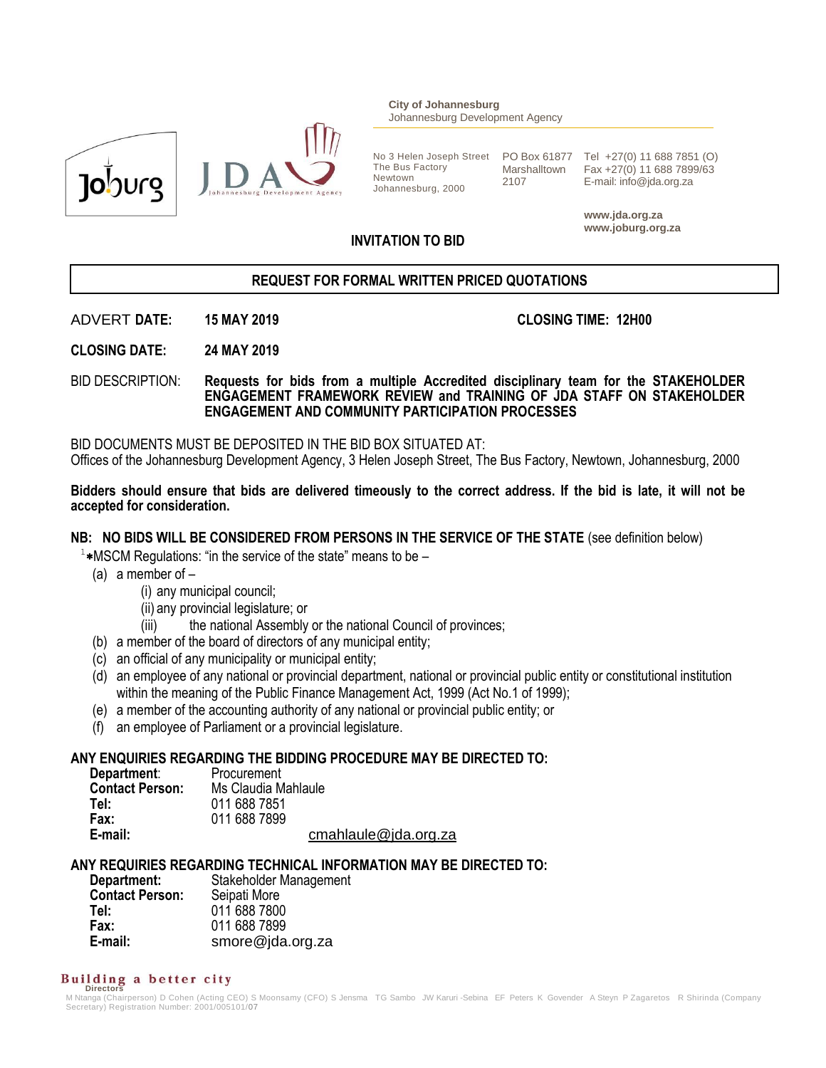**City of Johannesburg**
Johannesburg Development Agency

No 3 Helen Joseph Street
The Bus Factory
Newtown
Johannesburg, 2000

PO Box 61877
Marshalltown
2107

Tel +27(0) 11 688 7851 (O)
Fax +27(0) 11 688 7899/63
E-mail: info@jda.org.za

**www.jda.org.za**
**www.joburg.org.za**

## INVITATION TO BID

## REQUEST FOR FORMAL WRITTEN PRICED QUOTATIONS

ADVERT **DATE:** **15 MAY 2019** **CLOSING TIME: 12H00**

**CLOSING DATE:** **24 MAY 2019**

BID DESCRIPTION: **Requests for bids from a multiple Accredited disciplinary team for the STAKEHOLDER ENGAGEMENT FRAMEWORK REVIEW and TRAINING OF JDA STAFF ON STAKEHOLDER ENGAGEMENT AND COMMUNITY PARTICIPATION PROCESSES**

BID DOCUMENTS MUST BE DEPOSITED IN THE BID BOX SITUATED AT:
Offices of the Johannesburg Development Agency, 3 Helen Joseph Street, The Bus Factory, Newtown, Johannesburg, 2000

**Bidders should ensure that bids are delivered timeously to the correct address. If the bid is late, it will not be accepted for consideration.**

**NB: NO BIDS WILL BE CONSIDERED FROM PERSONS IN THE SERVICE OF THE STATE** (see definition below)

[1]*MSCM Regulations: "in the service of the state" means to be –

(a) a member of –
   (i) any municipal council;
   (ii) any provincial legislature; or
   (iii) the national Assembly or the national Council of provinces;
(b) a member of the board of directors of any municipal entity;
(c) an official of any municipality or municipal entity;
(d) an employee of any national or provincial department, national or provincial public entity or constitutional institution within the meaning of the Public Finance Management Act, 1999 (Act No.1 of 1999);
(e) a member of the accounting authority of any national or provincial public entity; or
(f) an employee of Parliament or a provincial legislature.

**ANY ENQUIRIES REGARDING THE BIDDING PROCEDURE MAY BE DIRECTED TO:**

| | |
|---|---|
| **Department**: | Procurement |
| **Contact Person:** | Ms Claudia Mahlaule |
| **Tel:** | 011 688 7851 |
| **Fax:** | 011 688 7899 |
| **E-mail:** | cmahlaule@jda.org.za |

**ANY REQUIRIES REGARDING TECHNICAL INFORMATION MAY BE DIRECTED TO:**

| | |
|---|---|
| **Department:** | Stakeholder Management |
| **Contact Person:** | Seipati More |
| **Tel:** | 011 688 7800 |
| **Fax:** | 011 688 7899 |
| **E-mail:** | smore@jda.org.za |

**Building a better city**
**Directors**
M Ntanga (Chairperson) D Cohen (Acting CEO) S Moonsamy (CFO) S Jensma TG Sambo JW Karuri -Sebina EF Peters K Govender A Steyn P Zagaretos R Shirinda (Company Secretary) Registration Number: 2001/005101/07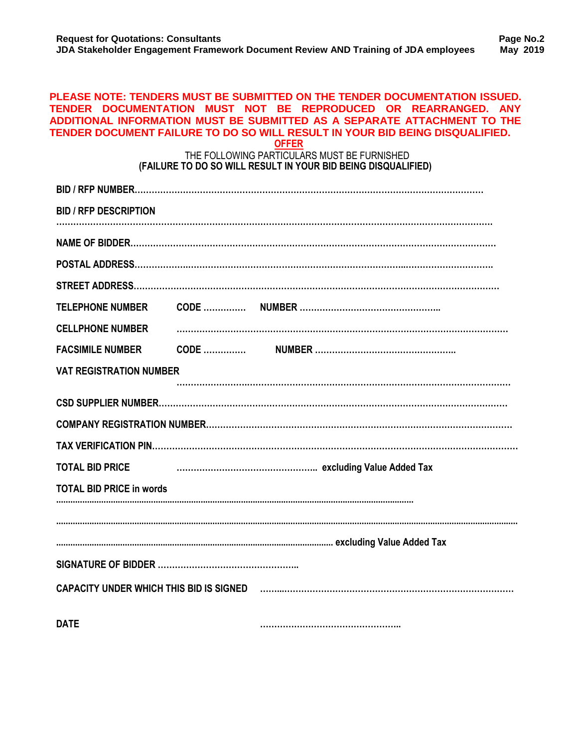**PLEASE NOTE: TENDERS MUST BE SUBMITTED ON THE TENDER DOCUMENTATION ISSUED. TENDER DOCUMENTATION MUST NOT BE REPRODUCED OR REARRANGED. ANY ADDITIONAL INFORMATION MUST BE SUBMITTED AS A SEPARATE ATTACHMENT TO THE TENDER DOCUMENT FAILURE TO DO SO WILL RESULT IN YOUR BID BEING DISQUALIFIED.**

## OFFER

THE FOLLOWING PARTICULARS MUST BE FURNISHED
**(FAILURE TO DO SO WILL RESULT IN YOUR BID BEING DISQUALIFIED)**

**BID / RFP NUMBER**……………………………………………………………………………………………………

**BID / RFP DESCRIPTION**
……………………………………………………………………………………………………………………

**NAME OF BIDDER**……………………………………………………………………………………………………

**POSTAL ADDRESS**……………………………………………………………………………………………………

**STREET ADDRESS**……………………………………………………………………………………………………

**TELEPHONE NUMBER** **CODE** …………… **NUMBER** …………………………………………

**CELLPHONE NUMBER** ……………………………………………………………………………………………

**FACSIMILE NUMBER** **CODE** …………… **NUMBER** …………………………………………

**VAT REGISTRATION NUMBER**
……………………………………………………………………………………………

**CSD SUPPLIER NUMBER**………………………………………………………………………………………

**COMPANY REGISTRATION NUMBER**……………………………………………………………………………

**TAX VERIFICATION PIN**………………………………………………………………………………………………

**TOTAL BID PRICE** ………………………………………… **excluding Value Added Tax**

**TOTAL BID PRICE in words**
……………………………………………………………………………………………………

……………………………………………………………………………………………………………………………

…………………………………………………………………………………… **excluding Value Added Tax**

**SIGNATURE OF BIDDER** …………………………………………

**CAPACITY UNDER WHICH THIS BID IS SIGNED** ………………………………………………………………

**DATE** …………………………………………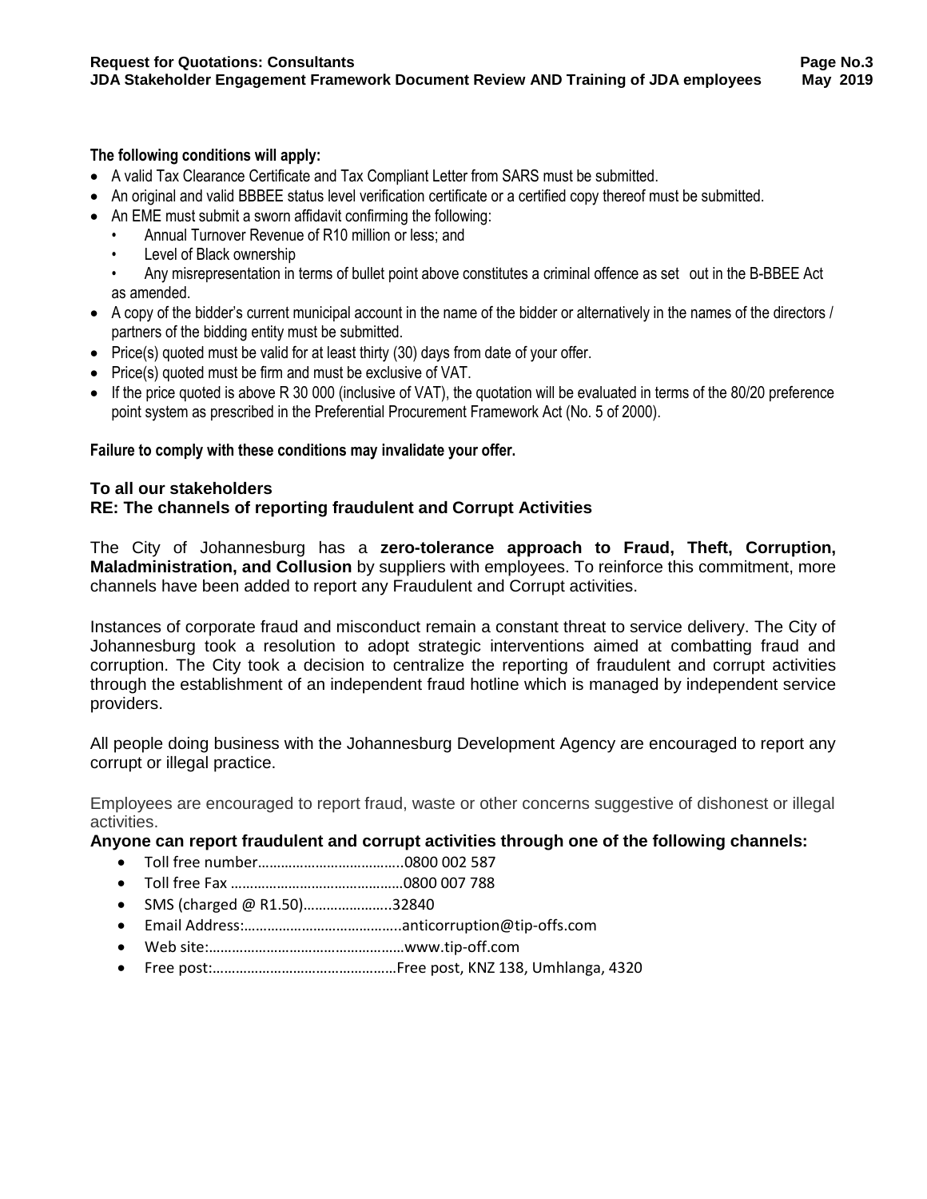**The following conditions will apply:**

- A valid Tax Clearance Certificate and Tax Compliant Letter from SARS must be submitted.
- An original and valid BBBEE status level verification certificate or a certified copy thereof must be submitted.
- An EME must submit a sworn affidavit confirming the following:
  - Annual Turnover Revenue of R10 million or less; and
  - Level of Black ownership
  - Any misrepresentation in terms of bullet point above constitutes a criminal offence as set out in the B-BBEE Act as amended.
- A copy of the bidder's current municipal account in the name of the bidder or alternatively in the names of the directors / partners of the bidding entity must be submitted.
- Price(s) quoted must be valid for at least thirty (30) days from date of your offer.
- Price(s) quoted must be firm and must be exclusive of VAT.
- If the price quoted is above R 30 000 (inclusive of VAT), the quotation will be evaluated in terms of the 80/20 preference point system as prescribed in the Preferential Procurement Framework Act (No. 5 of 2000).

**Failure to comply with these conditions may invalidate your offer.**

**To all our stakeholders**
**RE: The channels of reporting fraudulent and Corrupt Activities**

The City of Johannesburg has a **zero-tolerance approach to Fraud, Theft, Corruption, Maladministration, and Collusion** by suppliers with employees. To reinforce this commitment, more channels have been added to report any Fraudulent and Corrupt activities.

Instances of corporate fraud and misconduct remain a constant threat to service delivery. The City of Johannesburg took a resolution to adopt strategic interventions aimed at combatting fraud and corruption. The City took a decision to centralize the reporting of fraudulent and corrupt activities through the establishment of an independent fraud hotline which is managed by independent service providers.

All people doing business with the Johannesburg Development Agency are encouraged to report any corrupt or illegal practice.

Employees are encouraged to report fraud, waste or other concerns suggestive of dishonest or illegal activities.

**Anyone can report fraudulent and corrupt activities through one of the following channels:**

- Toll free number…………………………………..0800 002 587
- Toll free Fax ………………………………………0800 007 788
- SMS (charged @ R1.50)…………………..32840
- Email Address:…………………………………..anticorruption@tip-offs.com
- Web site:…………………………………………www.tip-off.com
- Free post:…………………………………………Free post, KNZ 138, Umhlanga, 4320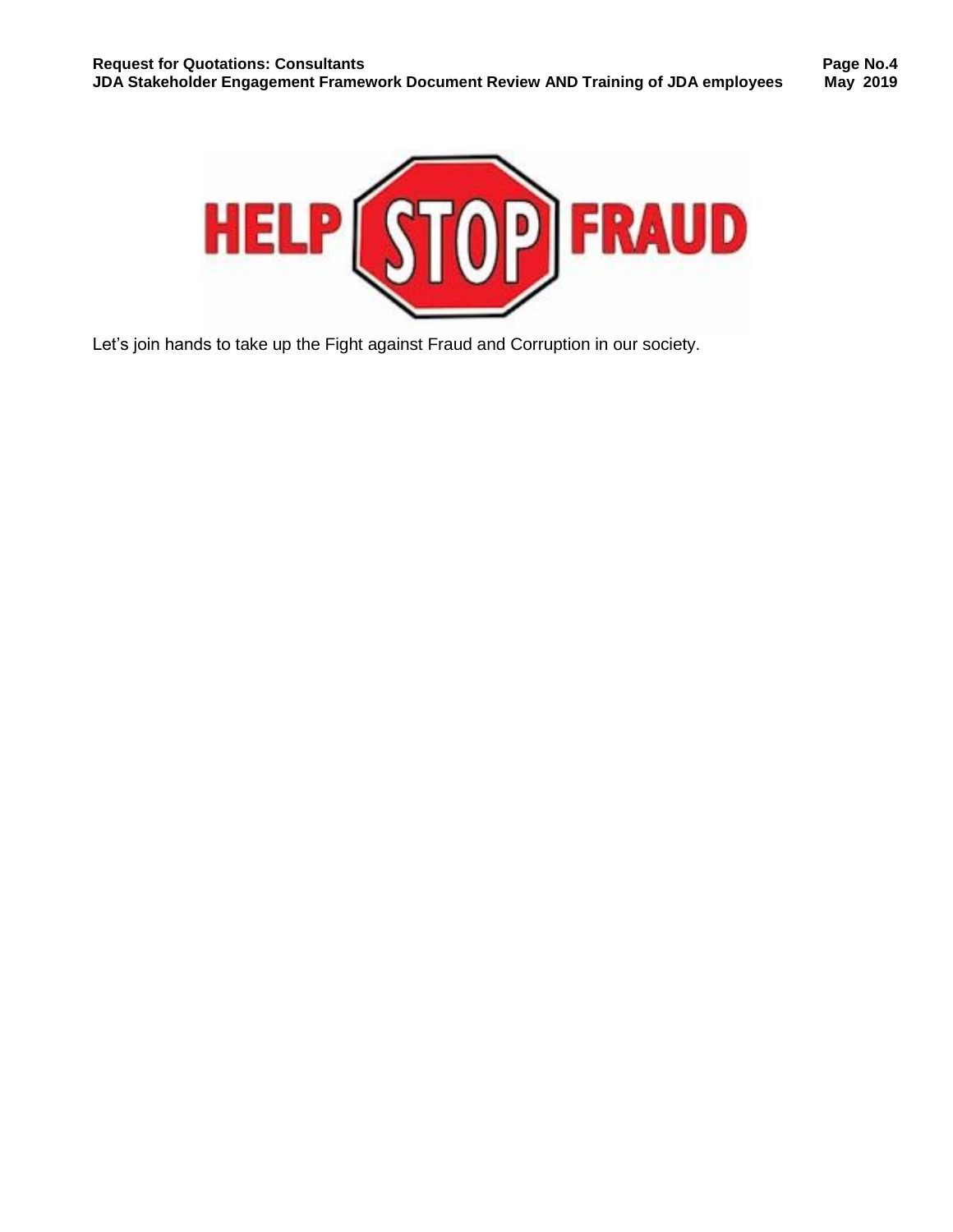HELP STOP FRAUD

Let's join hands to take up the Fight against Fraud and Corruption in our society.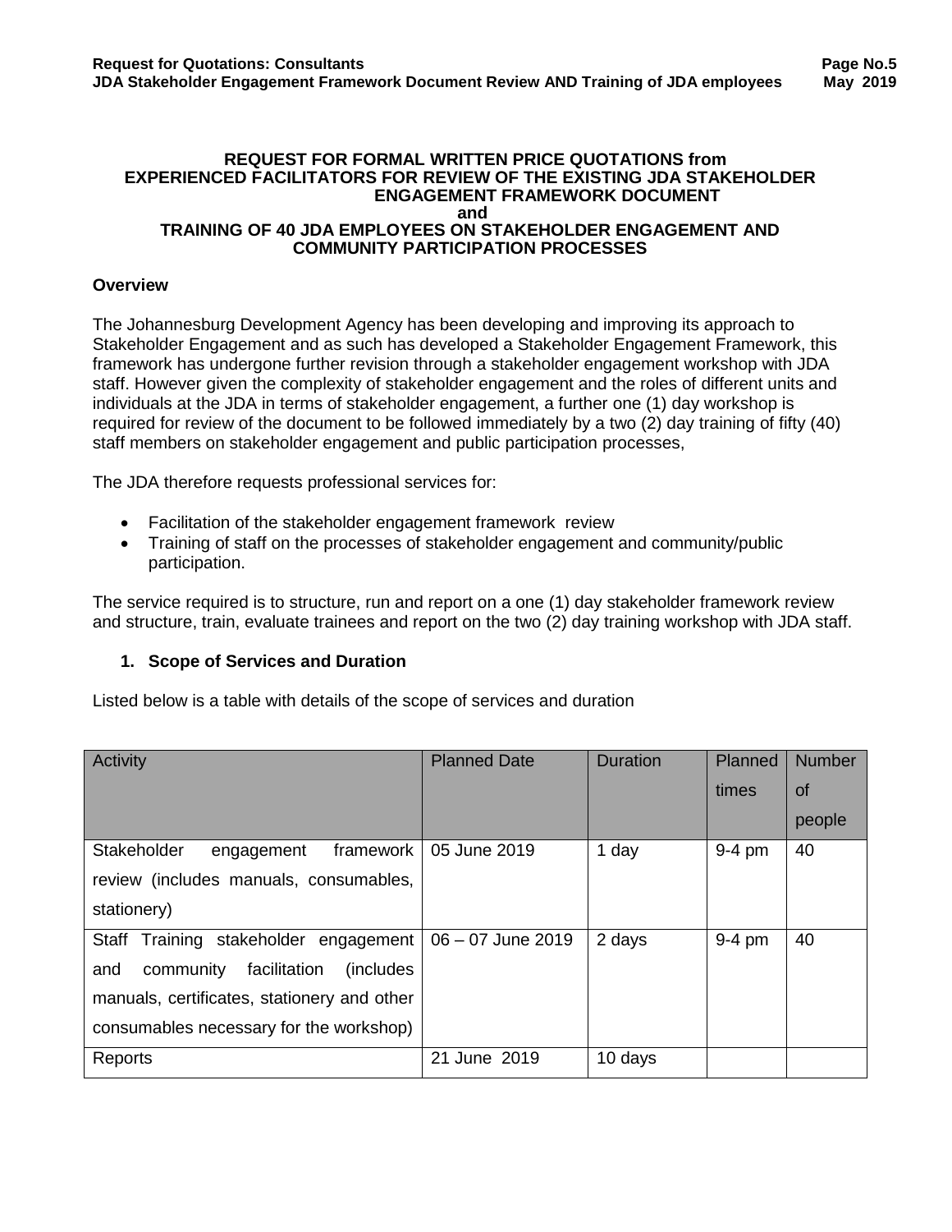**REQUEST FOR FORMAL WRITTEN PRICE QUOTATIONS from EXPERIENCED FACILITATORS FOR REVIEW OF THE EXISTING JDA STAKEHOLDER ENGAGEMENT FRAMEWORK DOCUMENT and TRAINING OF 40 JDA EMPLOYEES ON STAKEHOLDER ENGAGEMENT AND COMMUNITY PARTICIPATION PROCESSES**

### Overview

The Johannesburg Development Agency has been developing and improving its approach to Stakeholder Engagement and as such has developed a Stakeholder Engagement Framework, this framework has undergone further revision through a stakeholder engagement workshop with JDA staff. However given the complexity of stakeholder engagement and the roles of different units and individuals at the JDA in terms of stakeholder engagement, a further one (1) day workshop is required for review of the document to be followed immediately by a two (2) day training of fifty (40) staff members on stakeholder engagement and public participation processes,

The JDA therefore requests professional services for:

- Facilitation of the stakeholder engagement framework review
- Training of staff on the processes of stakeholder engagement and community/public participation.

The service required is to structure, run and report on a one (1) day stakeholder framework review and structure, train, evaluate trainees and report on the two (2) day training workshop with JDA staff.

### 1. Scope of Services and Duration

Listed below is a table with details of the scope of services and duration

| Activity | Planned Date | Duration | Planned times | Number of people |
|---|---|---|---|---|
| Stakeholder engagement framework review (includes manuals, consumables, stationery) | 05 June 2019 | 1 day | 9-4 pm | 40 |
| Staff Training stakeholder engagement and community facilitation (includes manuals, certificates, stationery and other consumables necessary for the workshop) | 06 – 07 June 2019 | 2 days | 9-4 pm | 40 |
| Reports | 21 June 2019 | 10 days | | |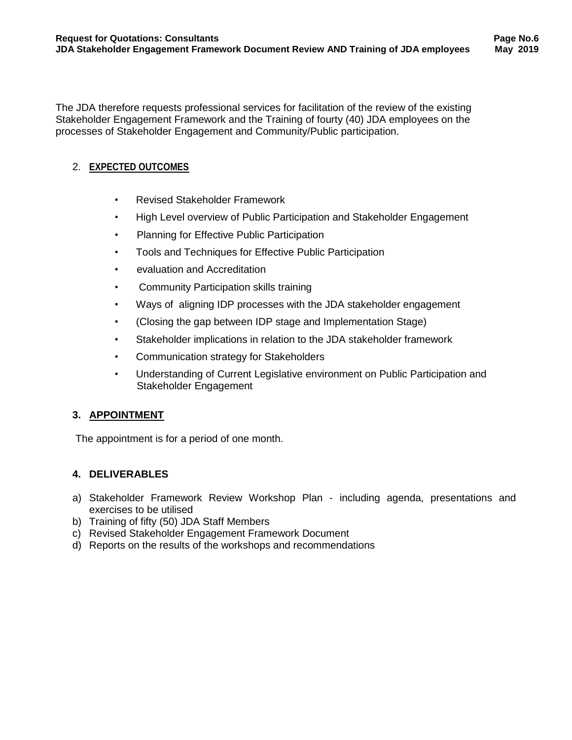The JDA therefore requests professional services for facilitation of the review of the existing Stakeholder Engagement Framework and the Training of fourty (40) JDA employees on the processes of Stakeholder Engagement and Community/Public participation.

## 2. EXPECTED OUTCOMES

- Revised Stakeholder Framework
- High Level overview of Public Participation and Stakeholder Engagement
- Planning for Effective Public Participation
- Tools and Techniques for Effective Public Participation
- evaluation and Accreditation
- Community Participation skills training
- Ways of aligning IDP processes with the JDA stakeholder engagement
- (Closing the gap between IDP stage and Implementation Stage)
- Stakeholder implications in relation to the JDA stakeholder framework
- Communication strategy for Stakeholders
- Understanding of Current Legislative environment on Public Participation and Stakeholder Engagement

## 3. APPOINTMENT

The appointment is for a period of one month.

## 4. DELIVERABLES

a) Stakeholder Framework Review Workshop Plan - including agenda, presentations and exercises to be utilised
b) Training of fifty (50) JDA Staff Members
c) Revised Stakeholder Engagement Framework Document
d) Reports on the results of the workshops and recommendations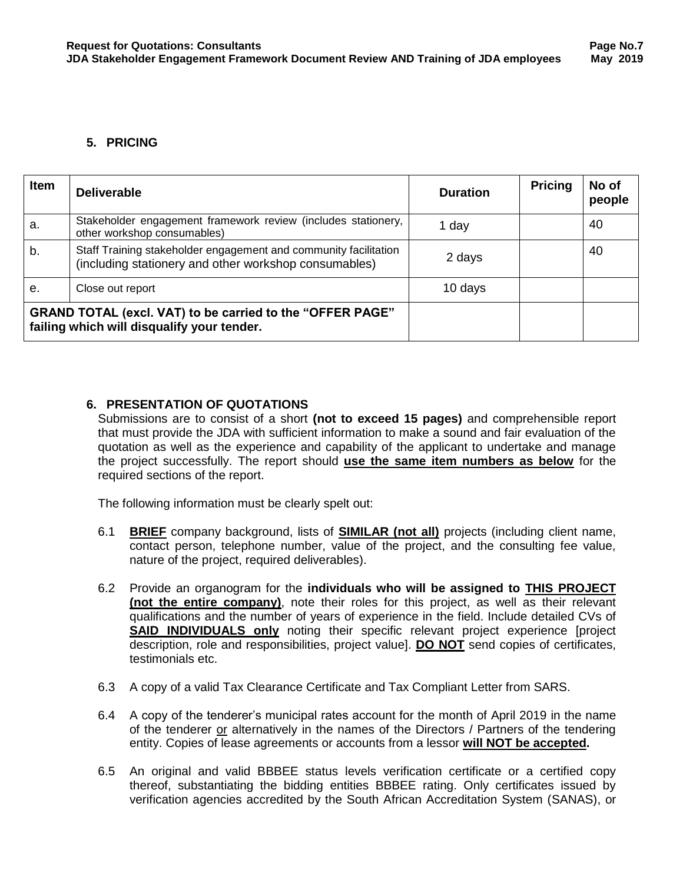## 5. PRICING

| Item | Deliverable | Duration | Pricing | No of people |
|---|---|---|---|---|
| a. | Stakeholder engagement framework review (includes stationery, other workshop consumables) | 1 day | | 40 |
| b. | Staff Training stakeholder engagement and community facilitation (including stationery and other workshop consumables) | 2 days | | 40 |
| e. | Close out report | 10 days | | |
| **GRAND TOTAL (excl. VAT) to be carried to the "OFFER PAGE" failing which will disqualify your tender.** | | | | |

## 6. PRESENTATION OF QUOTATIONS

Submissions are to consist of a short **(not to exceed 15 pages)** and comprehensible report that must provide the JDA with sufficient information to make a sound and fair evaluation of the quotation as well as the experience and capability of the applicant to undertake and manage the project successfully. The report should **use the same item numbers as below** for the required sections of the report.

The following information must be clearly spelt out:

6.1 **BRIEF** company background, lists of **SIMILAR (not all)** projects (including client name, contact person, telephone number, value of the project, and the consulting fee value, nature of the project, required deliverables).

6.2 Provide an organogram for the **individuals who will be assigned to THIS PROJECT (not the entire company)**, note their roles for this project, as well as their relevant qualifications and the number of years of experience in the field. Include detailed CVs of **SAID INDIVIDUALS only** noting their specific relevant project experience [project description, role and responsibilities, project value]. **DO NOT** send copies of certificates, testimonials etc.

6.3 A copy of a valid Tax Clearance Certificate and Tax Compliant Letter from SARS.

6.4 A copy of the tenderer's municipal rates account for the month of April 2019 in the name of the tenderer or alternatively in the names of the Directors / Partners of the tendering entity. Copies of lease agreements or accounts from a lessor **will NOT be accepted.**

6.5 An original and valid BBBEE status levels verification certificate or a certified copy thereof, substantiating the bidding entities BBBEE rating. Only certificates issued by verification agencies accredited by the South African Accreditation System (SANAS), or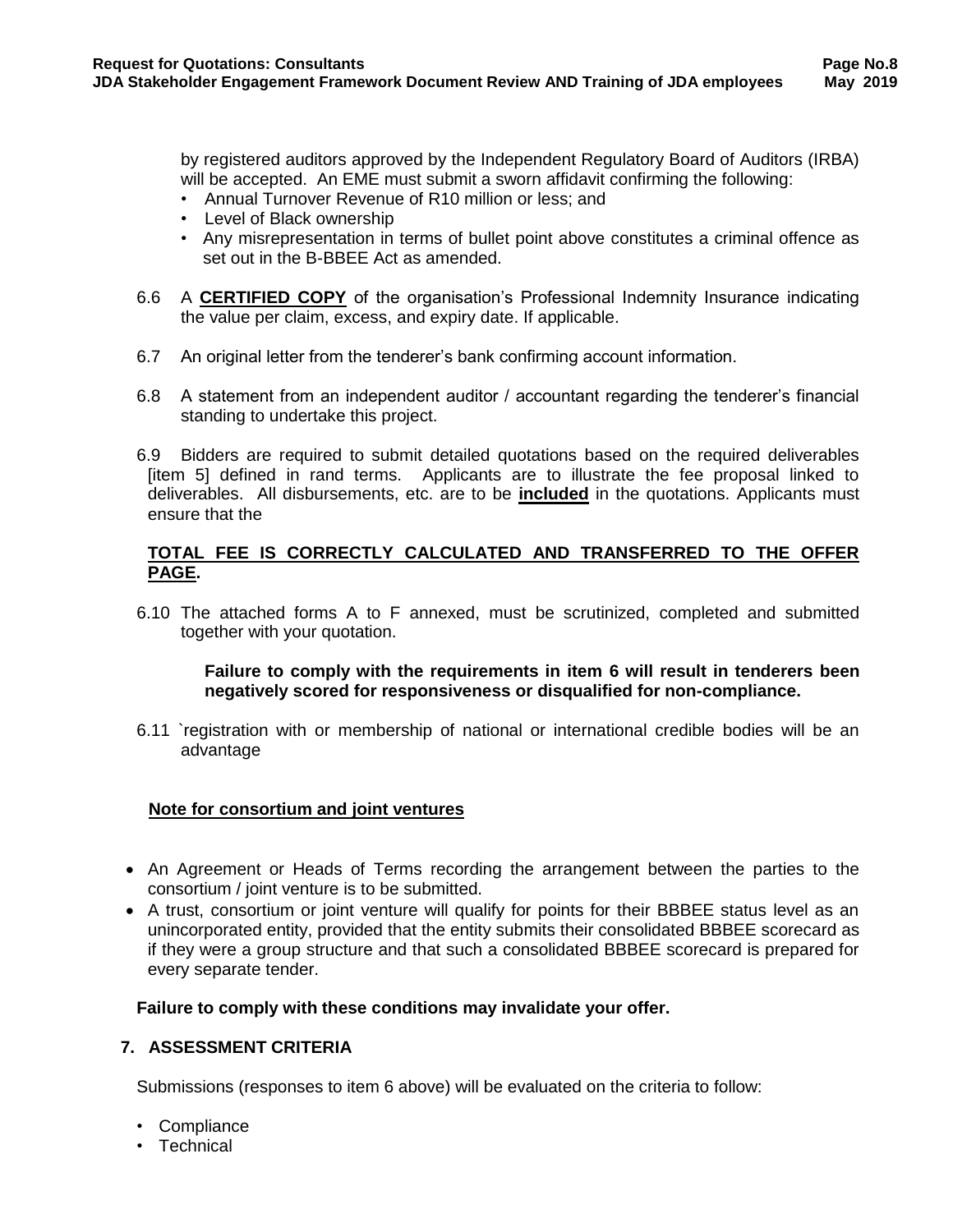by registered auditors approved by the Independent Regulatory Board of Auditors (IRBA) will be accepted. An EME must submit a sworn affidavit confirming the following:

- Annual Turnover Revenue of R10 million or less; and
- Level of Black ownership
- Any misrepresentation in terms of bullet point above constitutes a criminal offence as set out in the B-BBEE Act as amended.

6.6 A **CERTIFIED COPY** of the organisation's Professional Indemnity Insurance indicating the value per claim, excess, and expiry date. If applicable.

6.7 An original letter from the tenderer's bank confirming account information.

6.8 A statement from an independent auditor / accountant regarding the tenderer's financial standing to undertake this project.

6.9 Bidders are required to submit detailed quotations based on the required deliverables [item 5] defined in rand terms. Applicants are to illustrate the fee proposal linked to deliverables. All disbursements, etc. are to be **included** in the quotations. Applicants must ensure that the

**TOTAL FEE IS CORRECTLY CALCULATED AND TRANSFERRED TO THE OFFER PAGE.**

6.10 The attached forms A to F annexed, must be scrutinized, completed and submitted together with your quotation.

**Failure to comply with the requirements in item 6 will result in tenderers been negatively scored for responsiveness or disqualified for non-compliance.**

6.11 `registration with or membership of national or international credible bodies will be an advantage

**Note for consortium and joint ventures**

- An Agreement or Heads of Terms recording the arrangement between the parties to the consortium / joint venture is to be submitted.
- A trust, consortium or joint venture will qualify for points for their BBBEE status level as an unincorporated entity, provided that the entity submits their consolidated BBBEE scorecard as if they were a group structure and that such a consolidated BBBEE scorecard is prepared for every separate tender.

**Failure to comply with these conditions may invalidate your offer.**

## 7. ASSESSMENT CRITERIA

Submissions (responses to item 6 above) will be evaluated on the criteria to follow:

- Compliance
- Technical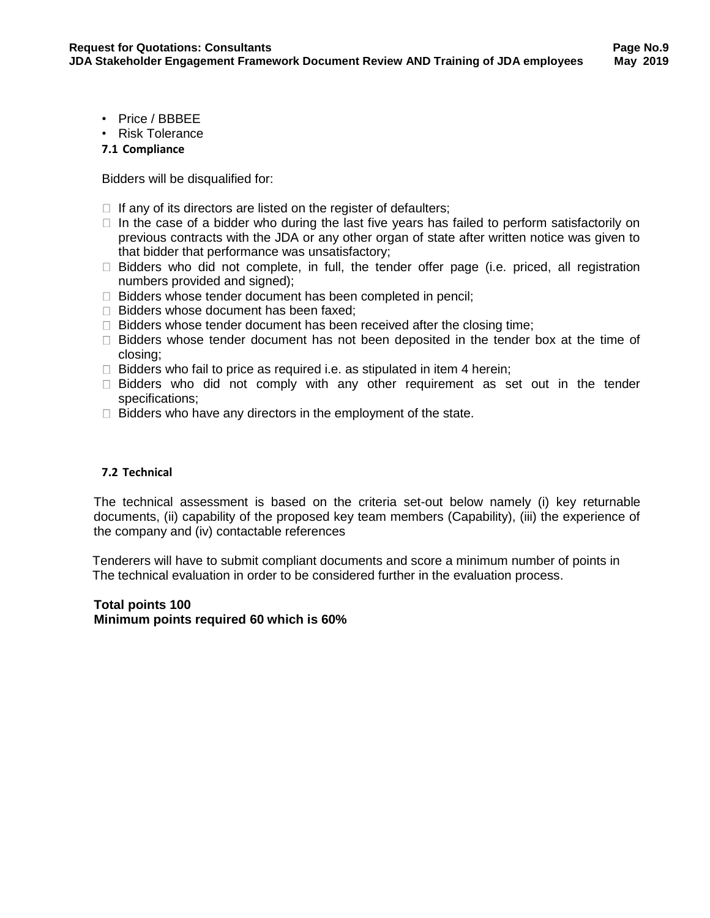- Price / BBBEE
- Risk Tolerance

### 7.1 Compliance

Bidders will be disqualified for:

- If any of its directors are listed on the register of defaulters;
- In the case of a bidder who during the last five years has failed to perform satisfactorily on previous contracts with the JDA or any other organ of state after written notice was given to that bidder that performance was unsatisfactory;
- Bidders who did not complete, in full, the tender offer page (i.e. priced, all registration numbers provided and signed);
- Bidders whose tender document has been completed in pencil;
- Bidders whose document has been faxed;
- Bidders whose tender document has been received after the closing time;
- Bidders whose tender document has not been deposited in the tender box at the time of closing;
- Bidders who fail to price as required i.e. as stipulated in item 4 herein;
- Bidders who did not comply with any other requirement as set out in the tender specifications;
- Bidders who have any directors in the employment of the state.

### 7.2 Technical

The technical assessment is based on the criteria set-out below namely (i) key returnable documents, (ii) capability of the proposed key team members (Capability), (iii) the experience of the company and (iv) contactable references

Tenderers will have to submit compliant documents and score a minimum number of points in The technical evaluation in order to be considered further in the evaluation process.

**Total points 100**
**Minimum points required 60 which is 60%**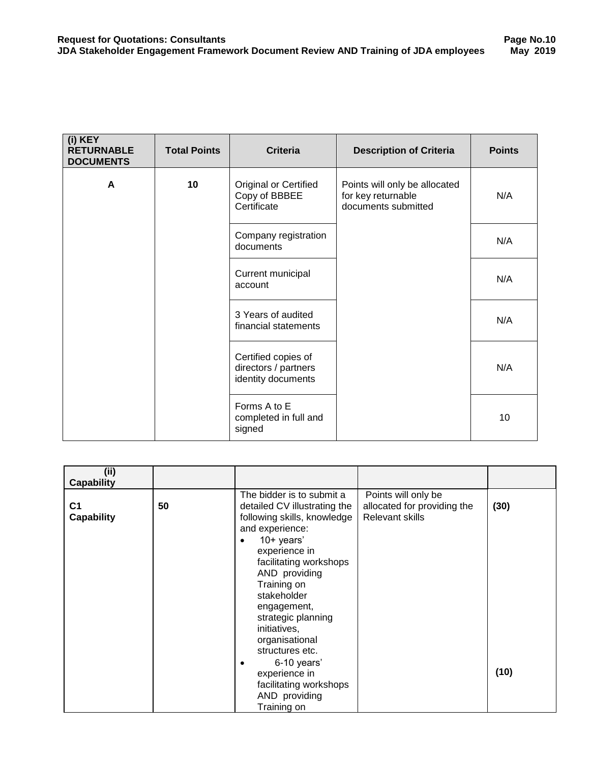| (i) KEY RETURNABLE DOCUMENTS | Total Points | Criteria | Description of Criteria | Points |
|---|---|---|---|---|
| A | 10 | Original or Certified Copy of BBBEE Certificate | Points will only be allocated for key returnable documents submitted | N/A |
| | | Company registration documents | | N/A |
| | | Current municipal account | | N/A |
| | | 3 Years of audited financial statements | | N/A |
| | | Certified copies of directors / partners identity documents | | N/A |
| | | Forms A to E completed in full and signed | | 10 |

| (ii) Capability | | | | |
|---|---|---|---|---|
| C1 Capability | 50 | The bidder is to submit a detailed CV illustrating the following skills, knowledge and experience:<br>• 10+ years' experience in facilitating workshops AND providing Training on stakeholder engagement, strategic planning initiatives, organisational structures etc.<br>• 6-10 years' experience in facilitating workshops AND providing Training on | Points will only be allocated for providing the Relevant skills | (30)<br><br>(10) |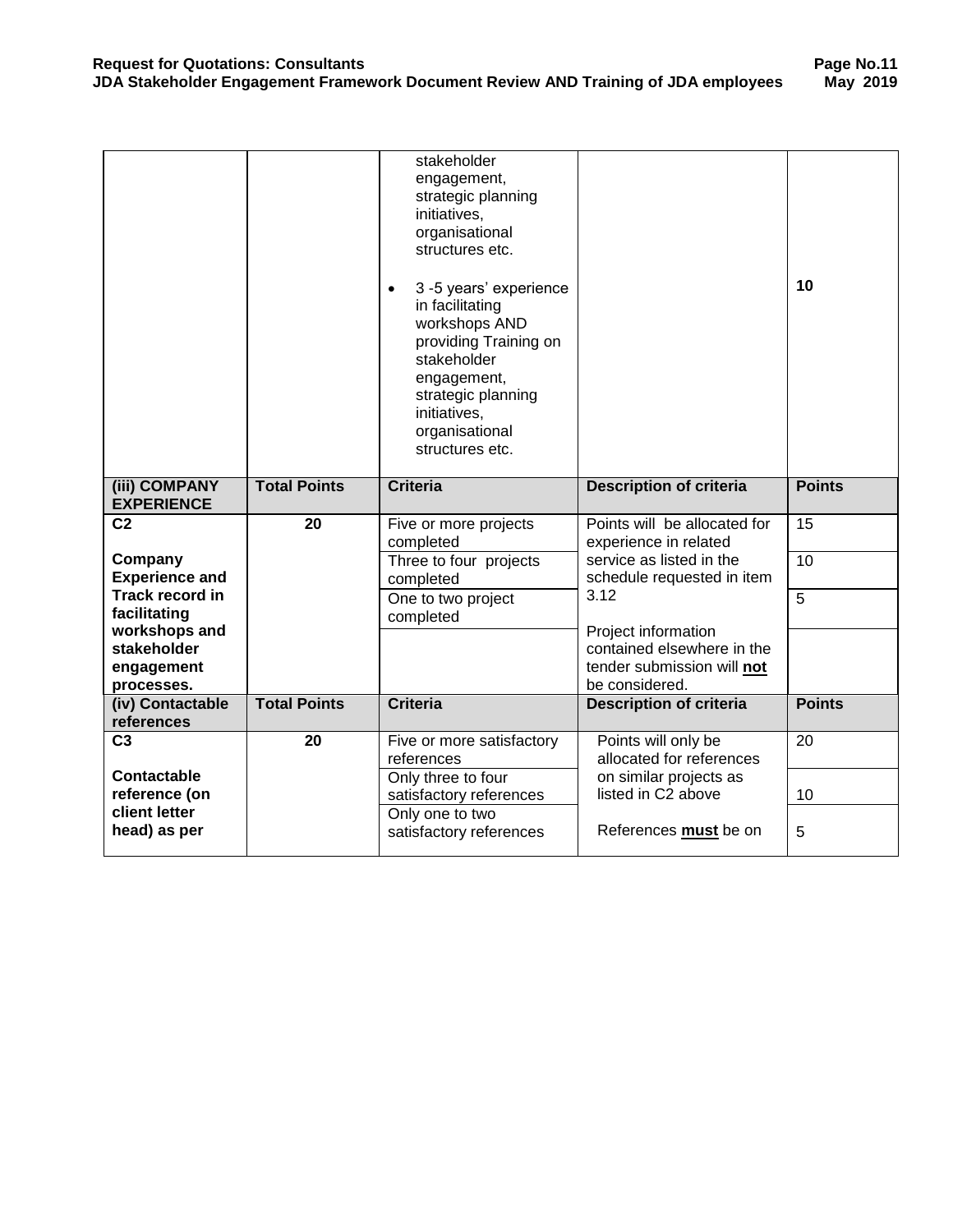| | | | | |
|---|---|---|---|---|
| | | stakeholder engagement, strategic planning initiatives, organisational structures etc.<br><br>• 3 -5 years' experience in facilitating workshops AND providing Training on stakeholder engagement, strategic planning initiatives, organisational structures etc. | | **10** |
| **(iii) COMPANY EXPERIENCE** | **Total Points** | **Criteria** | **Description of criteria** | **Points** |
| **C2**<br><br>**Company Experience and Track record in facilitating workshops and stakeholder engagement processes.** | **20** | Five or more projects completed | Points will be allocated for experience in related service as listed in the schedule requested in item 3.12<br><br>Project information contained elsewhere in the tender submission will **not** be considered. | 15 |
| | | Three to four projects completed | | 10 |
| | | One to two project completed | | 5 |
| | | | | |
| **(iv) Contactable references** | **Total Points** | **Criteria** | **Description of criteria** | **Points** |
| **C3**<br><br>**Contactable reference (on client letter head) as per** | **20** | Five or more satisfactory references | Points will only be allocated for references on similar projects as listed in C2 above<br><br>References **must** be on | 20 |
| | | Only three to four satisfactory references | | 10 |
| | | Only one to two satisfactory references | | 5 |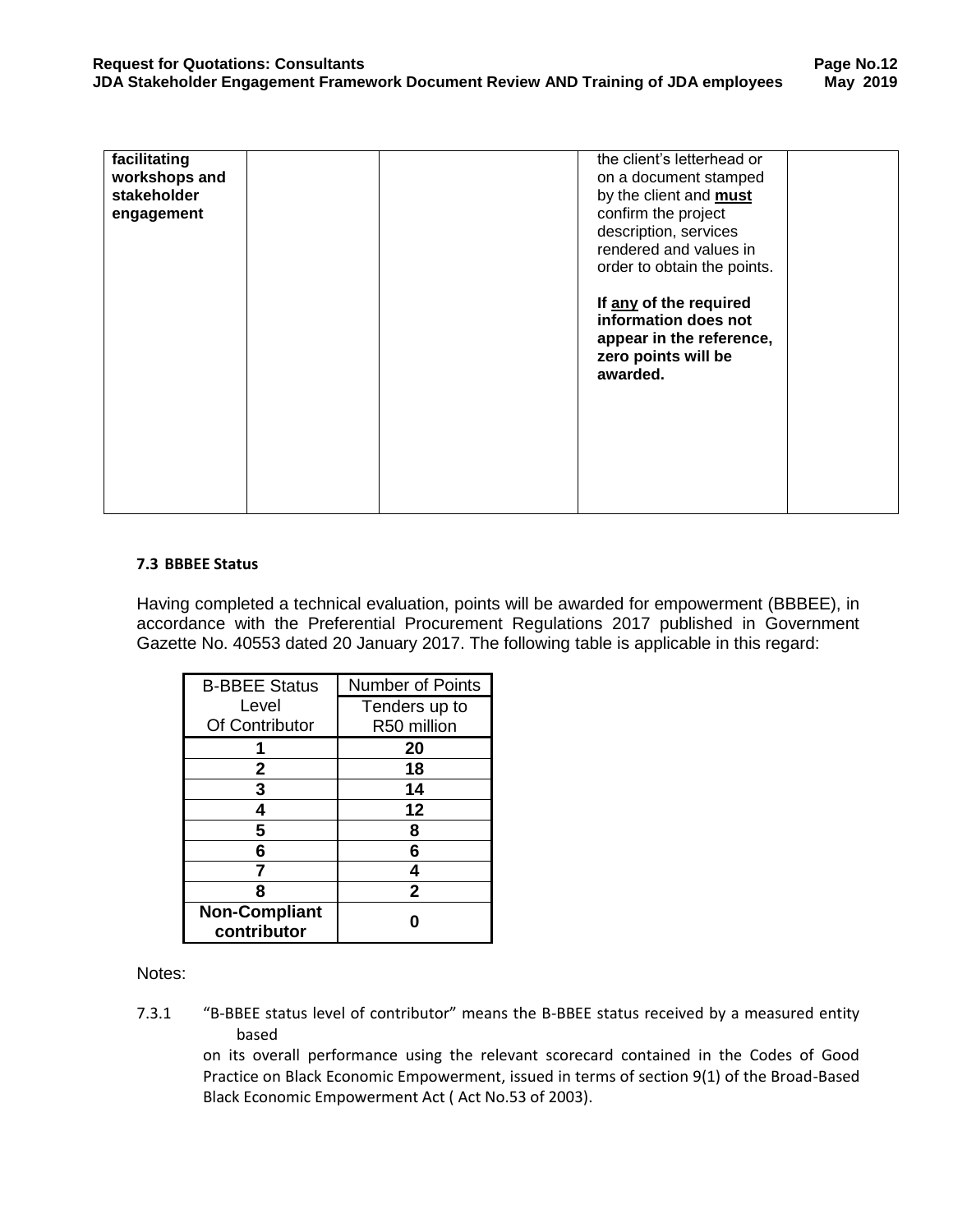| | | | | |
|---|---|---|---|---|
| **facilitating workshops and stakeholder engagement** | | | the client's letterhead or on a document stamped by the client and **must** confirm the project description, services rendered and values in order to obtain the points.<br><br>**If any of the required information does not appear in the reference, zero points will be awarded.** | |

**7.3 BBBEE Status**

Having completed a technical evaluation, points will be awarded for empowerment (BBBEE), in accordance with the Preferential Procurement Regulations 2017 published in Government Gazette No. 40553 dated 20 January 2017. The following table is applicable in this regard:

| B-BBEE Status Level Of Contributor | Number of Points<br>Tenders up to R50 million |
|---|---|
| **1** | **20** |
| **2** | **18** |
| **3** | **14** |
| **4** | **12** |
| **5** | **8** |
| **6** | **6** |
| **7** | **4** |
| **8** | **2** |
| **Non-Compliant contributor** | **0** |

Notes:

7.3.1 "B-BBEE status level of contributor" means the B-BBEE status received by a measured entity based on its overall performance using the relevant scorecard contained in the Codes of Good Practice on Black Economic Empowerment, issued in terms of section 9(1) of the Broad-Based Black Economic Empowerment Act ( Act No.53 of 2003).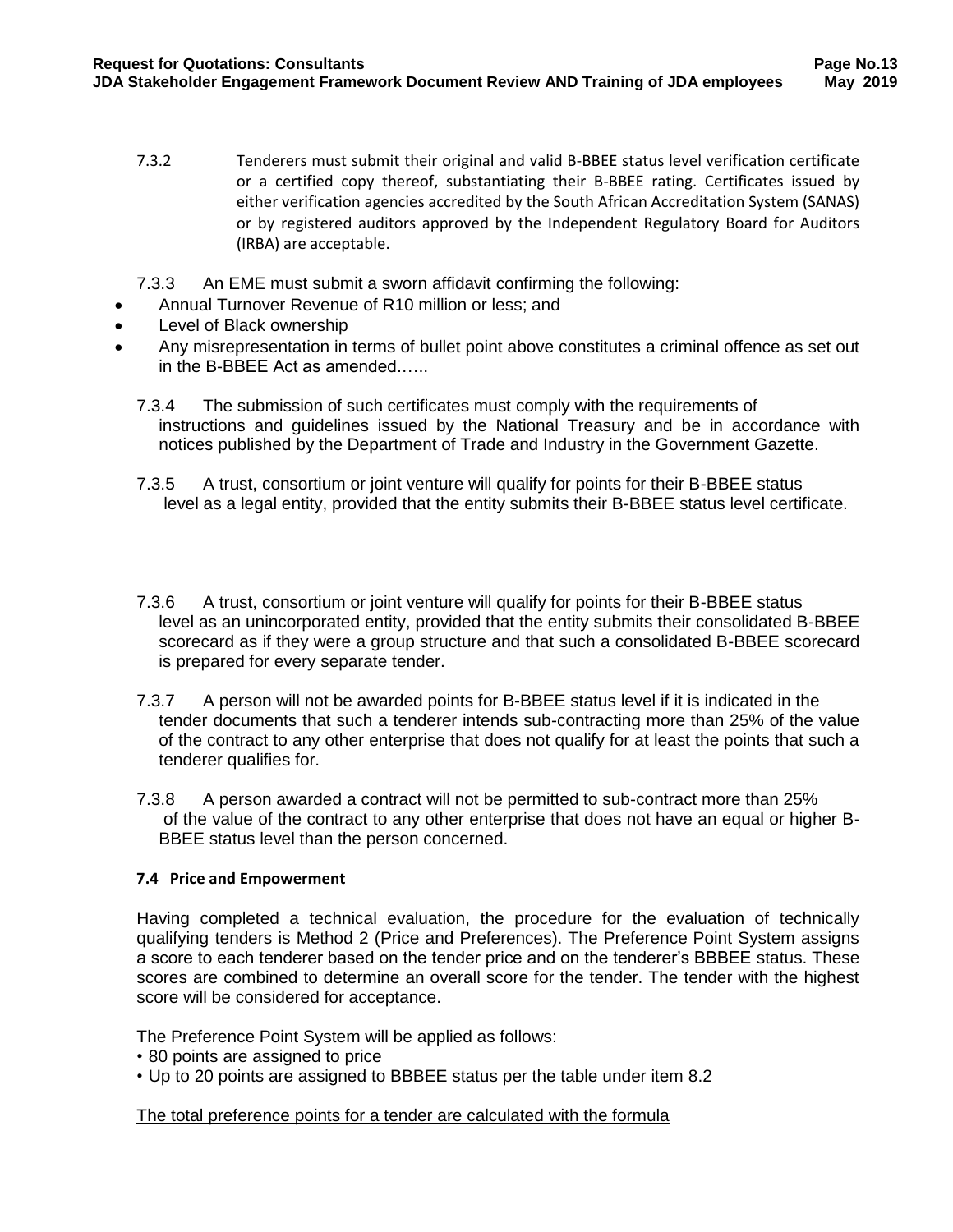7.3.2 Tenderers must submit their original and valid B-BBEE status level verification certificate or a certified copy thereof, substantiating their B-BBEE rating. Certificates issued by either verification agencies accredited by the South African Accreditation System (SANAS) or by registered auditors approved by the Independent Regulatory Board for Auditors (IRBA) are acceptable.

7.3.3 An EME must submit a sworn affidavit confirming the following:

- Annual Turnover Revenue of R10 million or less; and
- Level of Black ownership
- Any misrepresentation in terms of bullet point above constitutes a criminal offence as set out in the B-BBEE Act as amended…...

7.3.4 The submission of such certificates must comply with the requirements of instructions and guidelines issued by the National Treasury and be in accordance with notices published by the Department of Trade and Industry in the Government Gazette.

7.3.5 A trust, consortium or joint venture will qualify for points for their B-BBEE status level as a legal entity, provided that the entity submits their B-BBEE status level certificate.

7.3.6 A trust, consortium or joint venture will qualify for points for their B-BBEE status level as an unincorporated entity, provided that the entity submits their consolidated B-BBEE scorecard as if they were a group structure and that such a consolidated B-BBEE scorecard is prepared for every separate tender.

7.3.7 A person will not be awarded points for B-BBEE status level if it is indicated in the tender documents that such a tenderer intends sub-contracting more than 25% of the value of the contract to any other enterprise that does not qualify for at least the points that such a tenderer qualifies for.

7.3.8 A person awarded a contract will not be permitted to sub-contract more than 25% of the value of the contract to any other enterprise that does not have an equal or higher B-BBEE status level than the person concerned.

### 7.4 Price and Empowerment

Having completed a technical evaluation, the procedure for the evaluation of technically qualifying tenders is Method 2 (Price and Preferences). The Preference Point System assigns a score to each tenderer based on the tender price and on the tenderer's BBBEE status. These scores are combined to determine an overall score for the tender. The tender with the highest score will be considered for acceptance.

The Preference Point System will be applied as follows:

- 80 points are assigned to price
- Up to 20 points are assigned to BBBEE status per the table under item 8.2

The total preference points for a tender are calculated with the formula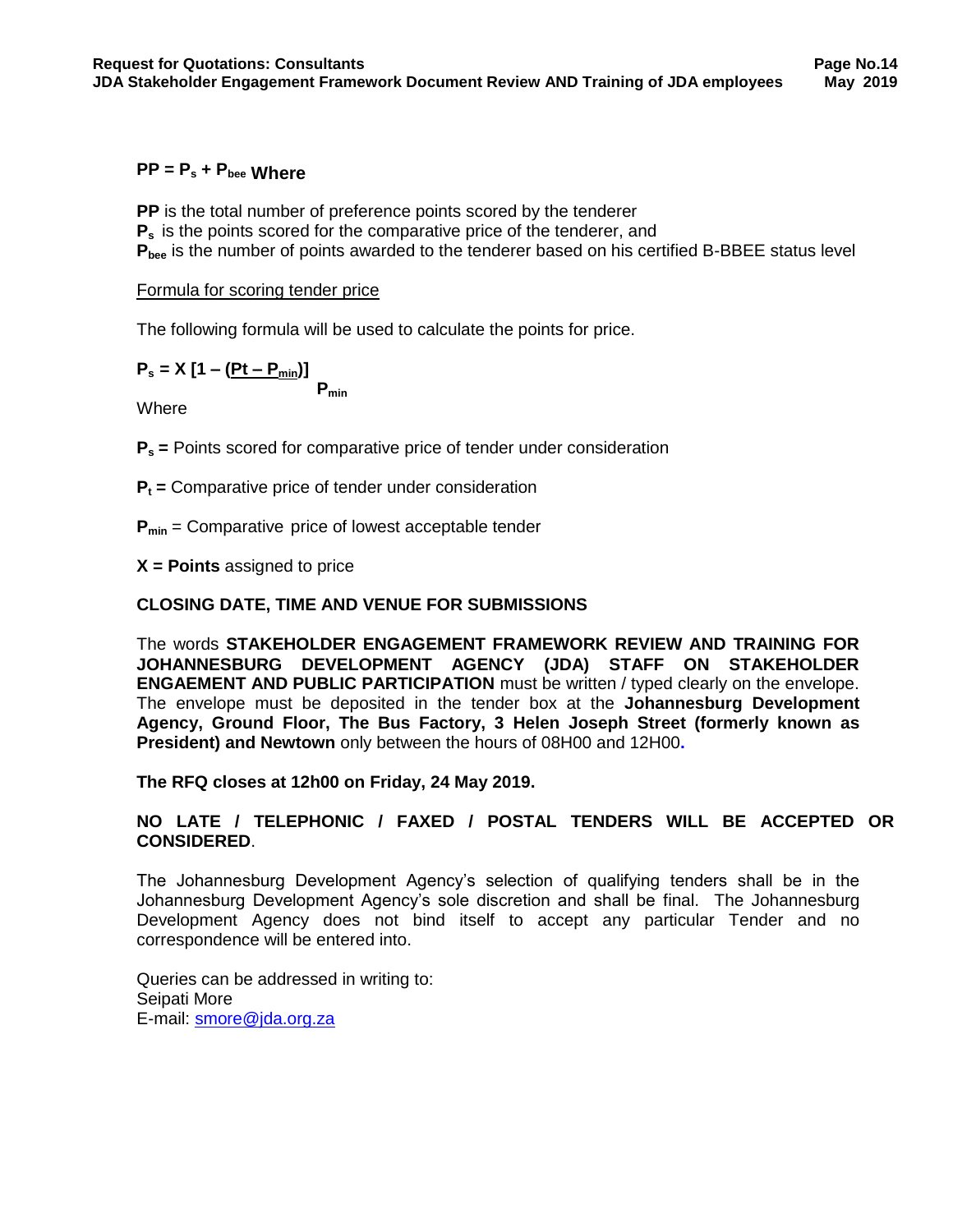**$PP = P_s + P_{bee}$ Where**

**PP** is the total number of preference points scored by the tenderer
**$P_s$** is the points scored for the comparative price of the tenderer, and
**$P_{bee}$** is the number of points awarded to the tenderer based on his certified B-BBEE status level

<u>Formula for scoring tender price</u>

The following formula will be used to calculate the points for price.

$$P_s = X\left[1 - \frac{(Pt - P_{min})}{P_{min}}\right]$$

Where

**$P_s$ =** Points scored for comparative price of tender under consideration

**$P_t$ =** Comparative price of tender under consideration

**$P_{min}$** = Comparative price of lowest acceptable tender

**X = Points** assigned to price

**CLOSING DATE, TIME AND VENUE FOR SUBMISSIONS**

The words **STAKEHOLDER ENGAGEMENT FRAMEWORK REVIEW AND TRAINING FOR JOHANNESBURG DEVELOPMENT AGENCY (JDA) STAFF ON STAKEHOLDER ENGAEMENT AND PUBLIC PARTICIPATION** must be written / typed clearly on the envelope. The envelope must be deposited in the tender box at the **Johannesburg Development Agency, Ground Floor, The Bus Factory, 3 Helen Joseph Street (formerly known as President) and Newtown** only between the hours of 08H00 and 12H00**.**

**The RFQ closes at 12h00 on Friday, 24 May 2019.**

**NO LATE / TELEPHONIC / FAXED / POSTAL TENDERS WILL BE ACCEPTED OR CONSIDERED**.

The Johannesburg Development Agency's selection of qualifying tenders shall be in the Johannesburg Development Agency's sole discretion and shall be final. The Johannesburg Development Agency does not bind itself to accept any particular Tender and no correspondence will be entered into.

Queries can be addressed in writing to:
Seipati More
E-mail: smore@jda.org.za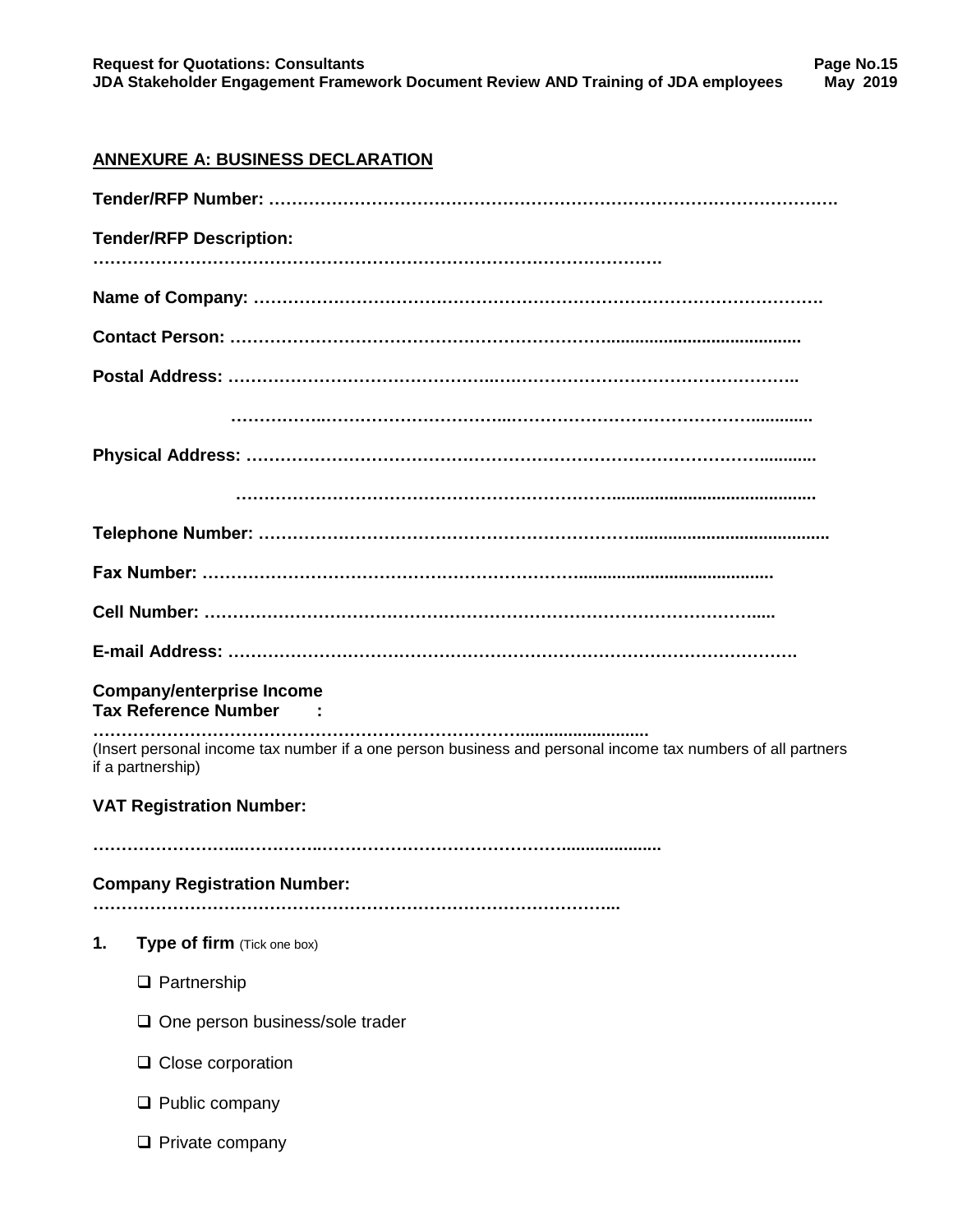## ANNEXURE A: BUSINESS DECLARATION

**Tender/RFP Number: ……………………………………………………………………………………….**

**Tender/RFP Description:**

**……………………………………………………………………………………….**

**Name of Company: ……………………………………………………………………………………….**

**Contact Person: ……………………………………………………………………………………….**

**Postal Address: ……………………………………………………………………………………….**

**……………………………………………………………………………………….**

**Physical Address: ……………………………………………………………………………………….**

**……………………………………………………………………………………….**

**Telephone Number: ……………………………………………………………………………………….**

**Fax Number: ……………………………………………………………………………………….**

**Cell Number: ……………………………………………………………………………………….**

**E-mail Address: ……………………………………………………………………………………….**

**Company/enterprise Income Tax Reference Number :**

**……………………………………………………………………………………….**

(Insert personal income tax number if a one person business and personal income tax numbers of all partners if a partnership)

**VAT Registration Number:**

**……………………………………………………………………………………….**

**Company Registration Number:**

**……………………………………………………………………………………….**

1. **Type of firm** (Tick one box)

   - ☐ Partnership
   - ☐ One person business/sole trader
   - ☐ Close corporation
   - ☐ Public company
   - ☐ Private company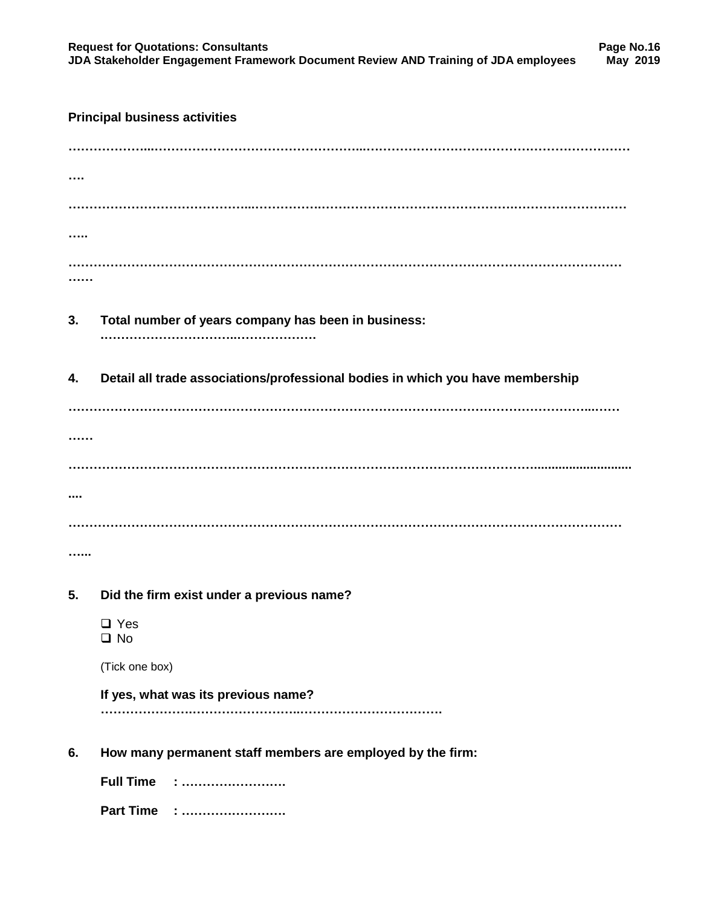**Principal business activities**

………………..……………………………………..…………….………………………………………

….

……………………………………..…………….……………………………………….………………………

…..

………………………………………………………………………………………….……………………

……

**3. Total number of years company has been in business:** ……………………………..………………

**4. Detail all trade associations/professional bodies in which you have membership**

……………………………………………………………………………………………………………..……

……

…………………………………………………………………………………………………..........................

....

………………………………………………………………………………………………………………

…...

**5. Did the firm exist under a previous name?**

- ❑ Yes
- ❑ No

(Tick one box)

**If yes, what was its previous name?** ……………….…………………….…..……………………….……

**6. How many permanent staff members are employed by the firm:**

**Full Time : …………………….**

**Part Time : …………………….**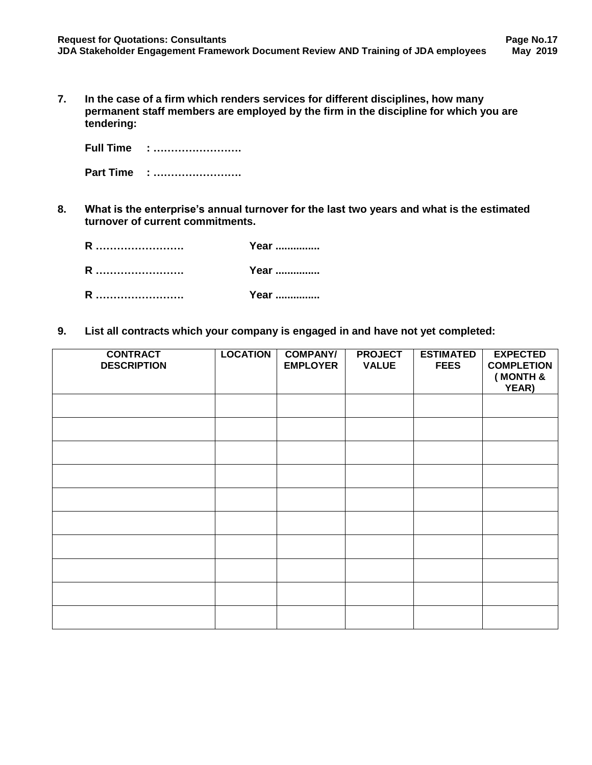**7. In the case of a firm which renders services for different disciplines, how many permanent staff members are employed by the firm in the discipline for which you are tendering:**

**Full Time : …………………….**

**Part Time : …………………….**

**8. What is the enterprise's annual turnover for the last two years and what is the estimated turnover of current commitments.**

**R …………………….** **Year ...............**

**R …………………….** **Year ...............**

**R …………………….** **Year ...............**

**9. List all contracts which your company is engaged in and have not yet completed:**

| CONTRACT DESCRIPTION | LOCATION | COMPANY/ EMPLOYER | PROJECT VALUE | ESTIMATED FEES | EXPECTED COMPLETION ( MONTH & YEAR) |
|---|---|---|---|---|---|
| | | | | | |
| | | | | | |
| | | | | | |
| | | | | | |
| | | | | | |
| | | | | | |
| | | | | | |
| | | | | | |
| | | | | | |
| | | | | | |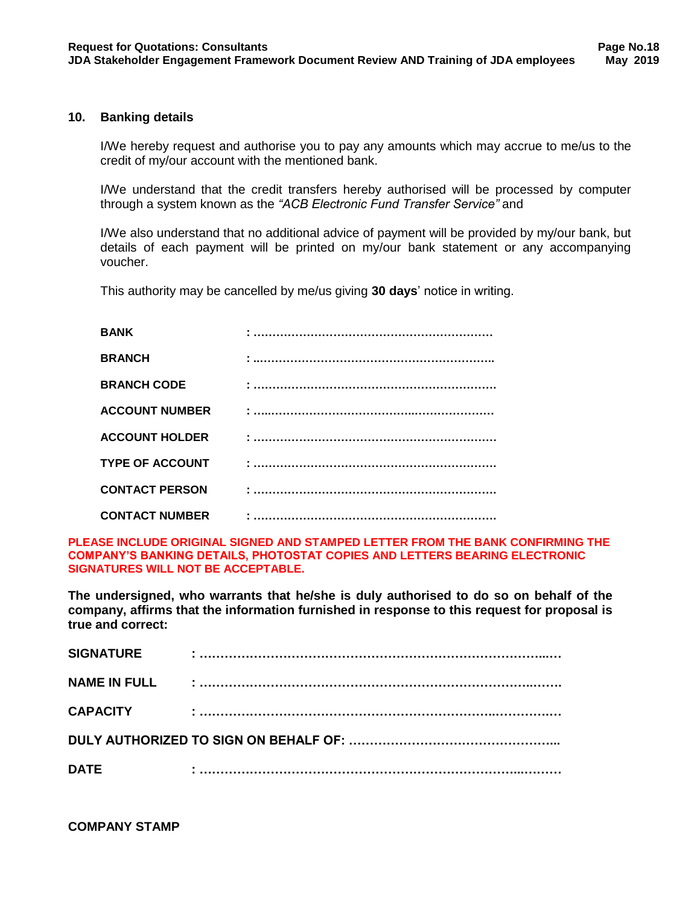## 10. Banking details

I/We hereby request and authorise you to pay any amounts which may accrue to me/us to the credit of my/our account with the mentioned bank.

I/We understand that the credit transfers hereby authorised will be processed by computer through a system known as the *"ACB Electronic Fund Transfer Service"* and

I/We also understand that no additional advice of payment will be provided by my/our bank, but details of each payment will be printed on my/our bank statement or any accompanying voucher.

This authority may be cancelled by me/us giving **30 days**' notice in writing.

**BANK** : ……………………………………………………

**BRANCH** : ……………………………………………………

**BRANCH CODE** : ……………………………………………………

**ACCOUNT NUMBER** : ……………………………………………………

**ACCOUNT HOLDER** : ……………………………………………………

**TYPE OF ACCOUNT** : ……………………………………………………

**CONTACT PERSON** : ……………………………………………………

**CONTACT NUMBER** : ……………………………………………………

**PLEASE INCLUDE ORIGINAL SIGNED AND STAMPED LETTER FROM THE BANK CONFIRMING THE COMPANY'S BANKING DETAILS, PHOTOSTAT COPIES AND LETTERS BEARING ELECTRONIC SIGNATURES WILL NOT BE ACCEPTABLE.**

**The undersigned, who warrants that he/she is duly authorised to do so on behalf of the company, affirms that the information furnished in response to this request for proposal is true and correct:**

**SIGNATURE** : ……………………………………………………………………

**NAME IN FULL** : ……………………………………………………………………

**CAPACITY** : ……………………………………………………………………

**DULY AUTHORIZED TO SIGN ON BEHALF OF:** ……………………………………………

**DATE** : ……………………………………………………………………

**COMPANY STAMP**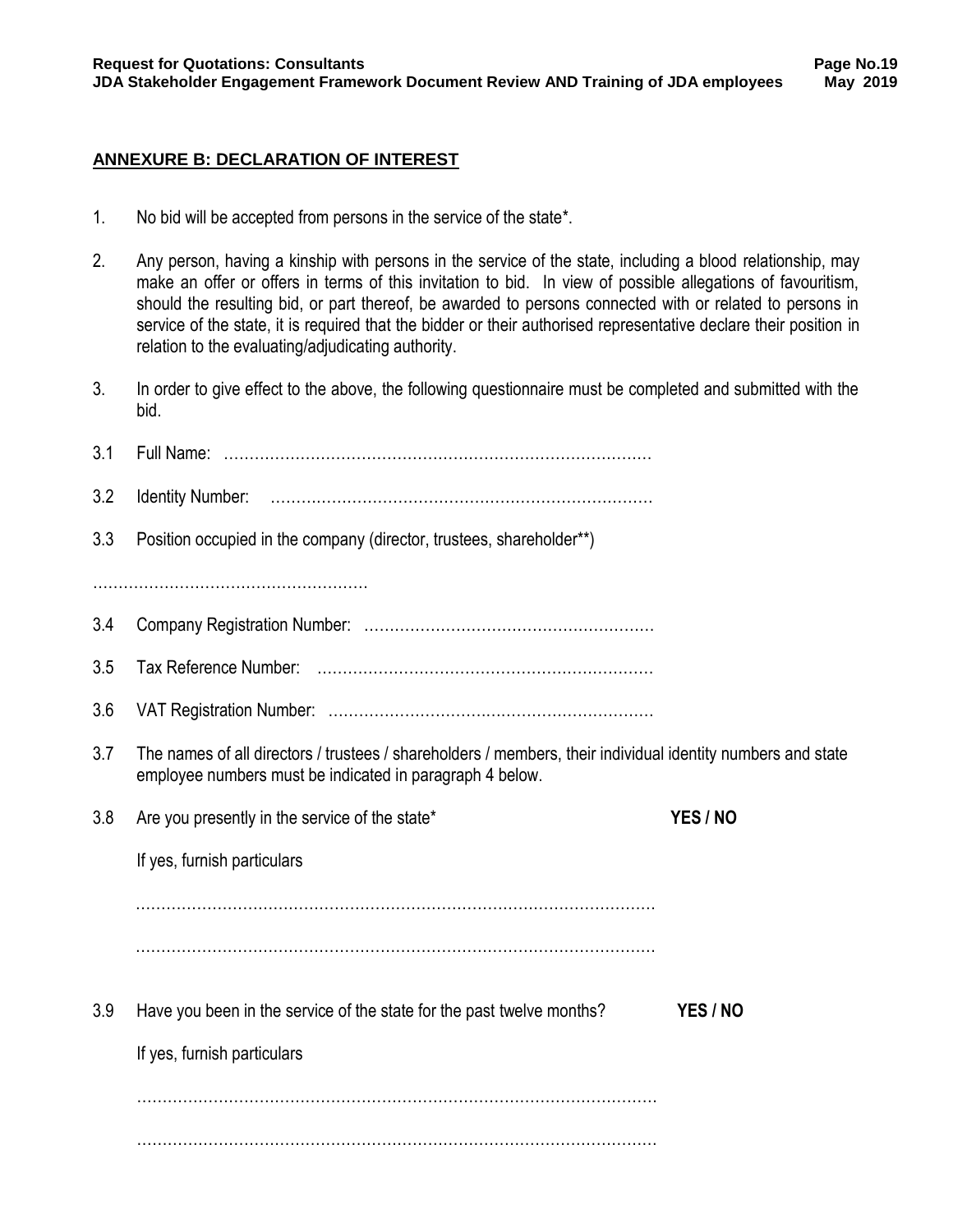## ANNEXURE B: DECLARATION OF INTEREST

1. No bid will be accepted from persons in the service of the state*.

2. Any person, having a kinship with persons in the service of the state, including a blood relationship, may make an offer or offers in terms of this invitation to bid. In view of possible allegations of favouritism, should the resulting bid, or part thereof, be awarded to persons connected with or related to persons in service of the state, it is required that the bidder or their authorised representative declare their position in relation to the evaluating/adjudicating authority.

3. In order to give effect to the above, the following questionnaire must be completed and submitted with the bid.

3.1 Full Name: ………………………………………………………………………

3.2 Identity Number: …………………………………………………………………

3.3 Position occupied in the company (director, trustees, shareholder**)

………………………………………………

3.4 Company Registration Number: …………………………………………………

3.5 Tax Reference Number: …………………………………………………………

3.6 VAT Registration Number: ………………………………………………………

3.7 The names of all directors / trustees / shareholders / members, their individual identity numbers and state employee numbers must be indicated in paragraph 4 below.

3.8 Are you presently in the service of the state* **YES / NO**

If yes, furnish particulars

……………………………………………………………………………………………

……………………………………………………………………………………………

3.9 Have you been in the service of the state for the past twelve months? **YES / NO**

If yes, furnish particulars

……………………………………………………………………………………………

……………………………………………………………………………………………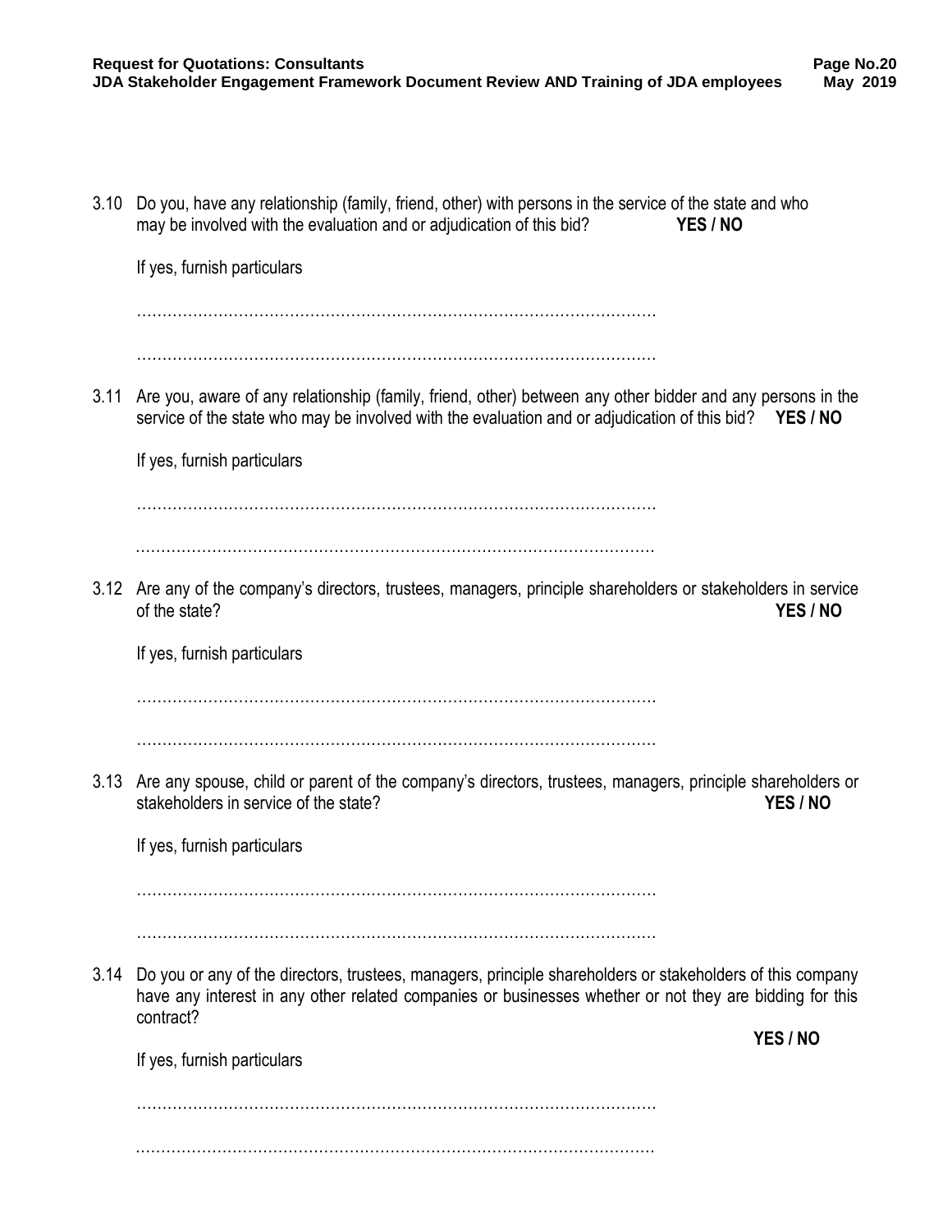3.10 Do you, have any relationship (family, friend, other) with persons in the service of the state and who may be involved with the evaluation and or adjudication of this bid? **YES / NO**

If yes, furnish particulars

…………………………………………………………………………………………

…………………………………………………………………………………………

3.11 Are you, aware of any relationship (family, friend, other) between any other bidder and any persons in the service of the state who may be involved with the evaluation and or adjudication of this bid? **YES / NO**

If yes, furnish particulars

…………………………………………………………………………………………

…………………………………………………………………………………………

3.12 Are any of the company's directors, trustees, managers, principle shareholders or stakeholders in service of the state? **YES / NO**

If yes, furnish particulars

…………………………………………………………………………………………

…………………………………………………………………………………………

3.13 Are any spouse, child or parent of the company's directors, trustees, managers, principle shareholders or stakeholders in service of the state? **YES / NO**

If yes, furnish particulars

…………………………………………………………………………………………

…………………………………………………………………………………………

3.14 Do you or any of the directors, trustees, managers, principle shareholders or stakeholders of this company have any interest in any other related companies or businesses whether or not they are bidding for this contract? **YES / NO**

If yes, furnish particulars

…………………………………………………………………………………………

…………………………………………………………………………………………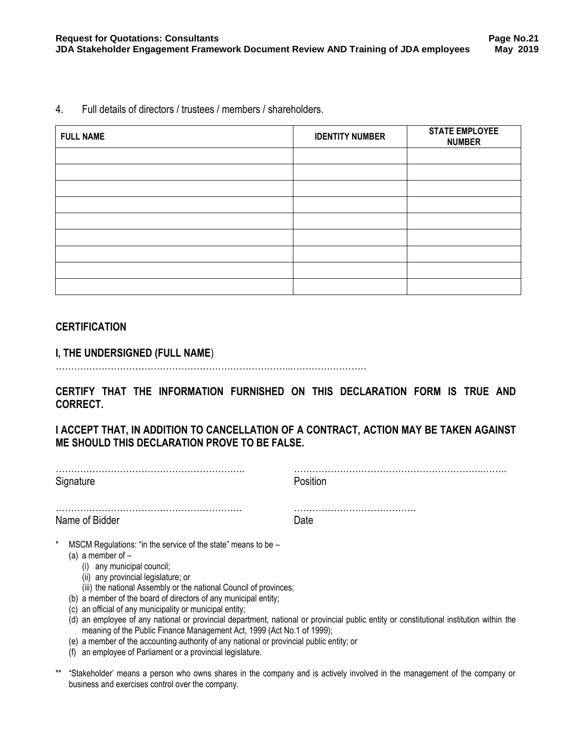4. Full details of directors / trustees / members / shareholders.

| FULL NAME | IDENTITY NUMBER | STATE EMPLOYEE NUMBER |
|---|---|---|
| | | |
| | | |
| | | |
| | | |
| | | |
| | | |
| | | |
| | | |
| | | |

**CERTIFICATION**

**I, THE UNDERSIGNED (FULL NAME**)

……………………………………………………………………...……………………

**CERTIFY THAT THE INFORMATION FURNISHED ON THIS DECLARATION FORM IS TRUE AND CORRECT.**

**I ACCEPT THAT, IN ADDITION TO CANCELLATION OF A CONTRACT, ACTION MAY BE TAKEN AGAINST ME SHOULD THIS DECLARATION PROVE TO BE FALSE.**

……………………………………………………..
Signature

…………………………………………………..……..
Position

…………………………………………………….
Name of Bidder

………………………………….
Date

\* MSCM Regulations: "in the service of the state" means to be –
  (a) a member of –
    (i) any municipal council;
    (ii) any provincial legislature; or
    (iii) the national Assembly or the national Council of provinces;
  (b) a member of the board of directors of any municipal entity;
  (c) an official of any municipality or municipal entity;
  (d) an employee of any national or provincial department, national or provincial public entity or constitutional institution within the meaning of the Public Finance Management Act, 1999 (Act No.1 of 1999);
  (e) a member of the accounting authority of any national or provincial public entity; or
  (f) an employee of Parliament or a provincial legislature.

** "Stakeholder' means a person who owns shares in the company and is actively involved in the management of the company or business and exercises control over the company.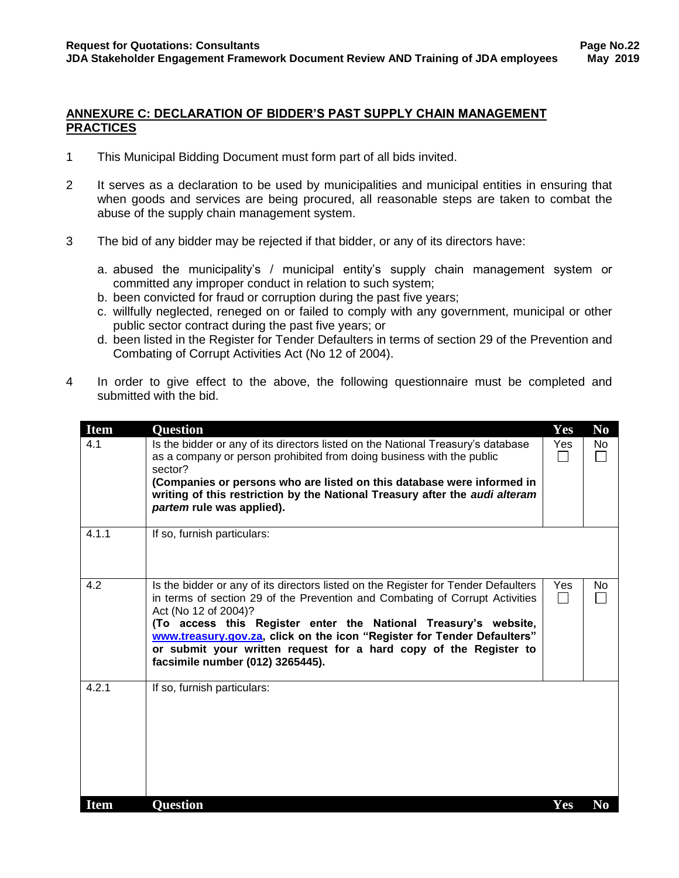## ANNEXURE C: DECLARATION OF BIDDER'S PAST SUPPLY CHAIN MANAGEMENT PRACTICES

1. This Municipal Bidding Document must form part of all bids invited.

2. It serves as a declaration to be used by municipalities and municipal entities in ensuring that when goods and services are being procured, all reasonable steps are taken to combat the abuse of the supply chain management system.

3. The bid of any bidder may be rejected if that bidder, or any of its directors have:

   a. abused the municipality's / municipal entity's supply chain management system or committed any improper conduct in relation to such system;
   b. been convicted for fraud or corruption during the past five years;
   c. willfully neglected, reneged on or failed to comply with any government, municipal or other public sector contract during the past five years; or
   d. been listed in the Register for Tender Defaulters in terms of section 29 of the Prevention and Combating of Corrupt Activities Act (No 12 of 2004).

4. In order to give effect to the above, the following questionnaire must be completed and submitted with the bid.

| Item | Question | Yes | No |
|---|---|---|---|
| 4.1 | Is the bidder or any of its directors listed on the National Treasury's database as a company or person prohibited from doing business with the public sector? **(Companies or persons who are listed on this database were informed in writing of this restriction by the National Treasury after the *audi alteram partem* rule was applied).** | Yes ☐ | No ☐ |
| 4.1.1 | If so, furnish particulars: | | |
| 4.2 | Is the bidder or any of its directors listed on the Register for Tender Defaulters in terms of section 29 of the Prevention and Combating of Corrupt Activities Act (No 12 of 2004)? **(To access this Register enter the National Treasury's website, www.treasury.gov.za, click on the icon "Register for Tender Defaulters" or submit your written request for a hard copy of the Register to facsimile number (012) 3265445).** | Yes ☐ | No ☐ |
| 4.2.1 | If so, furnish particulars: | | |

| Item | Question | Yes | No |
|---|---|---|---|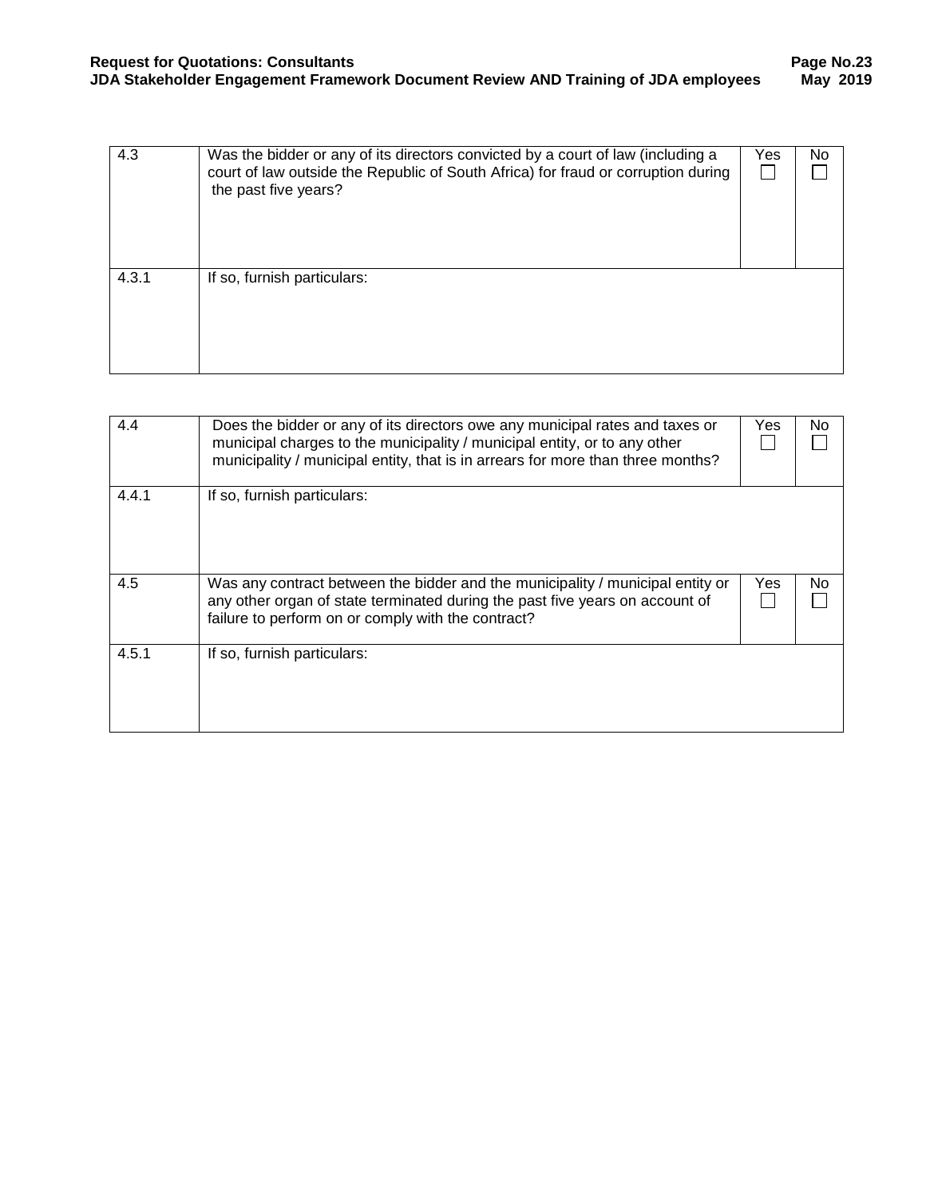| | | | |
|---|---|---|---|
| 4.3 | Was the bidder or any of its directors convicted by a court of law (including a court of law outside the Republic of South Africa) for fraud or corruption during the past five years? | Yes ☐ | No ☐ |
| 4.3.1 | If so, furnish particulars: | | |

| | | | |
|---|---|---|---|
| 4.4 | Does the bidder or any of its directors owe any municipal rates and taxes or municipal charges to the municipality / municipal entity, or to any other municipality / municipal entity, that is in arrears for more than three months? | Yes ☐ | No ☐ |
| 4.4.1 | If so, furnish particulars: | | |
| 4.5 | Was any contract between the bidder and the municipality / municipal entity or any other organ of state terminated during the past five years on account of failure to perform on or comply with the contract? | Yes ☐ | No ☐ |
| 4.5.1 | If so, furnish particulars: | | |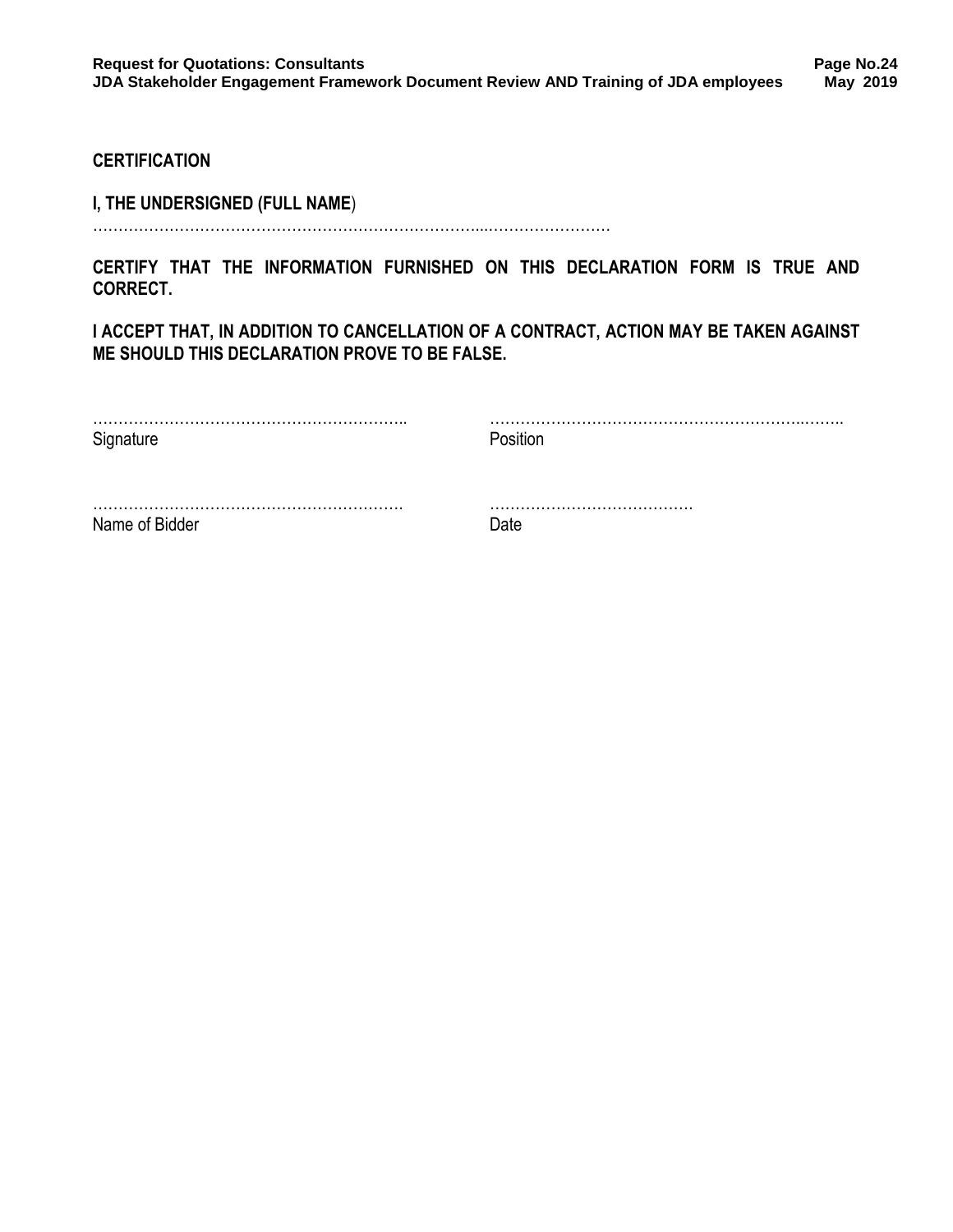**CERTIFICATION**

**I, THE UNDERSIGNED (FULL NAME**)

…………………………………………………………………...……………………

**CERTIFY THAT THE INFORMATION FURNISHED ON THIS DECLARATION FORM IS TRUE AND CORRECT.**

**I ACCEPT THAT, IN ADDITION TO CANCELLATION OF A CONTRACT, ACTION MAY BE TAKEN AGAINST ME SHOULD THIS DECLARATION PROVE TO BE FALSE.**

| | |
|---|---|
| ………………………………………………….. | …………………………………………………..…….. |
| Signature | Position |
| ………………………………………………… | ………………………………… |
| Name of Bidder | Date |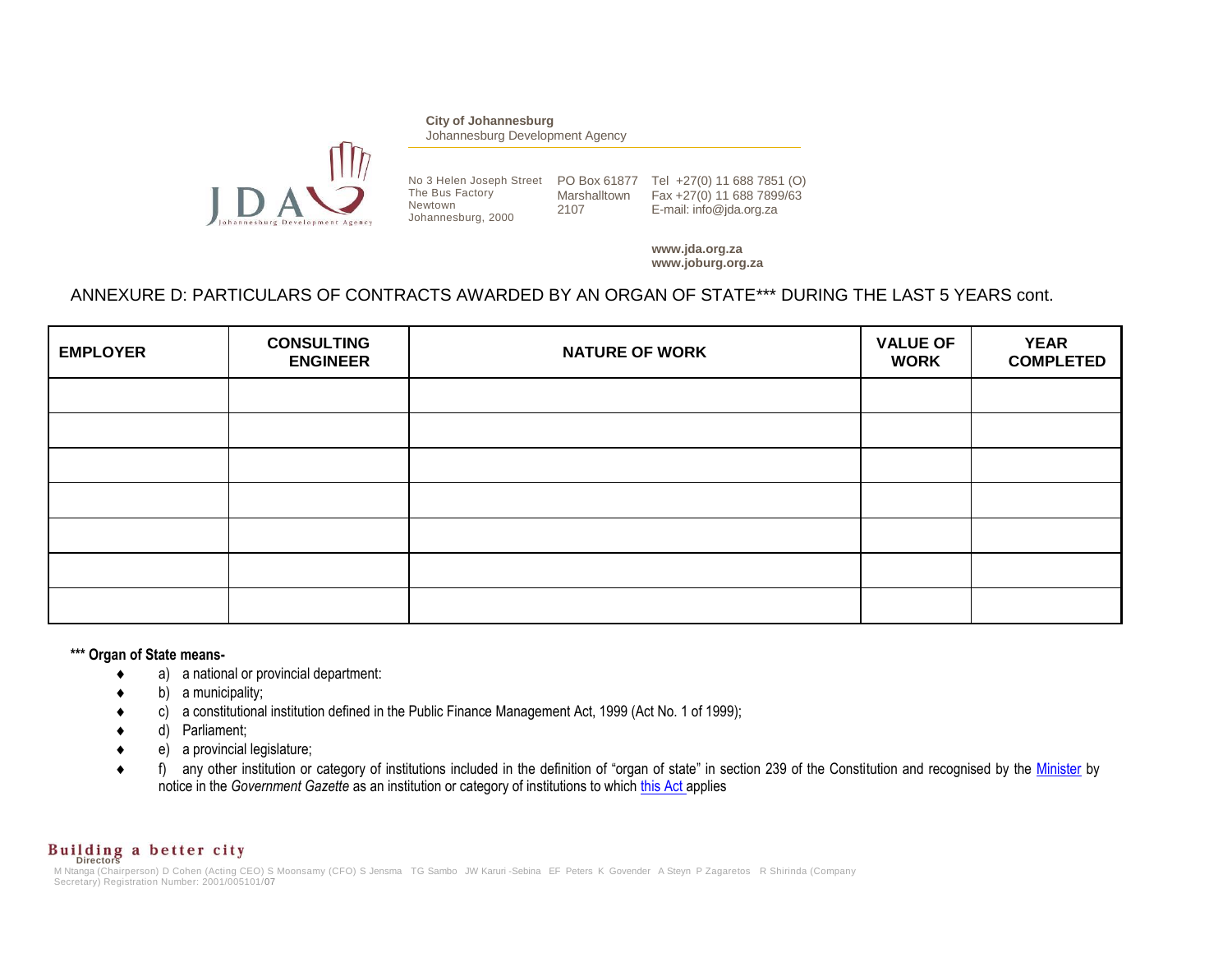City of Johannesburg
Johannesburg Development Agency

No 3 Helen Joseph Street
The Bus Factory
Newtown
Johannesburg, 2000

PO Box 61877
Marshalltown
2107

Tel +27(0) 11 688 7851 (O)
Fax +27(0) 11 688 7899/63
E-mail: info@jda.org.za

www.jda.org.za
www.joburg.org.za

ANNEXURE D: PARTICULARS OF CONTRACTS AWARDED BY AN ORGAN OF STATE*** DURING THE LAST 5 YEARS cont.

| EMPLOYER | CONSULTING ENGINEER | NATURE OF WORK | VALUE OF WORK | YEAR COMPLETED |
|---|---|---|---|---|
| | | | | |
| | | | | |
| | | | | |
| | | | | |
| | | | | |
| | | | | |
| | | | | |

**\*\*\* Organ of State means-**

- a) a national or provincial department:
- b) a municipality;
- c) a constitutional institution defined in the Public Finance Management Act, 1999 (Act No. 1 of 1999);
- d) Parliament;
- e) a provincial legislature;
- f) any other institution or category of institutions included in the definition of "organ of state" in section 239 of the Constitution and recognised by the Minister by notice in the *Government Gazette* as an institution or category of institutions to which this Act applies

Building a better city

Directors
M Ntanga (Chairperson) D Cohen (Acting CEO) S Moonsamy (CFO) S Jensma TG Sambo JW Karuri -Sebina EF Peters K Govender A Steyn P Zagaretos R Shirinda (Company Secretary) Registration Number: 2001/005101/07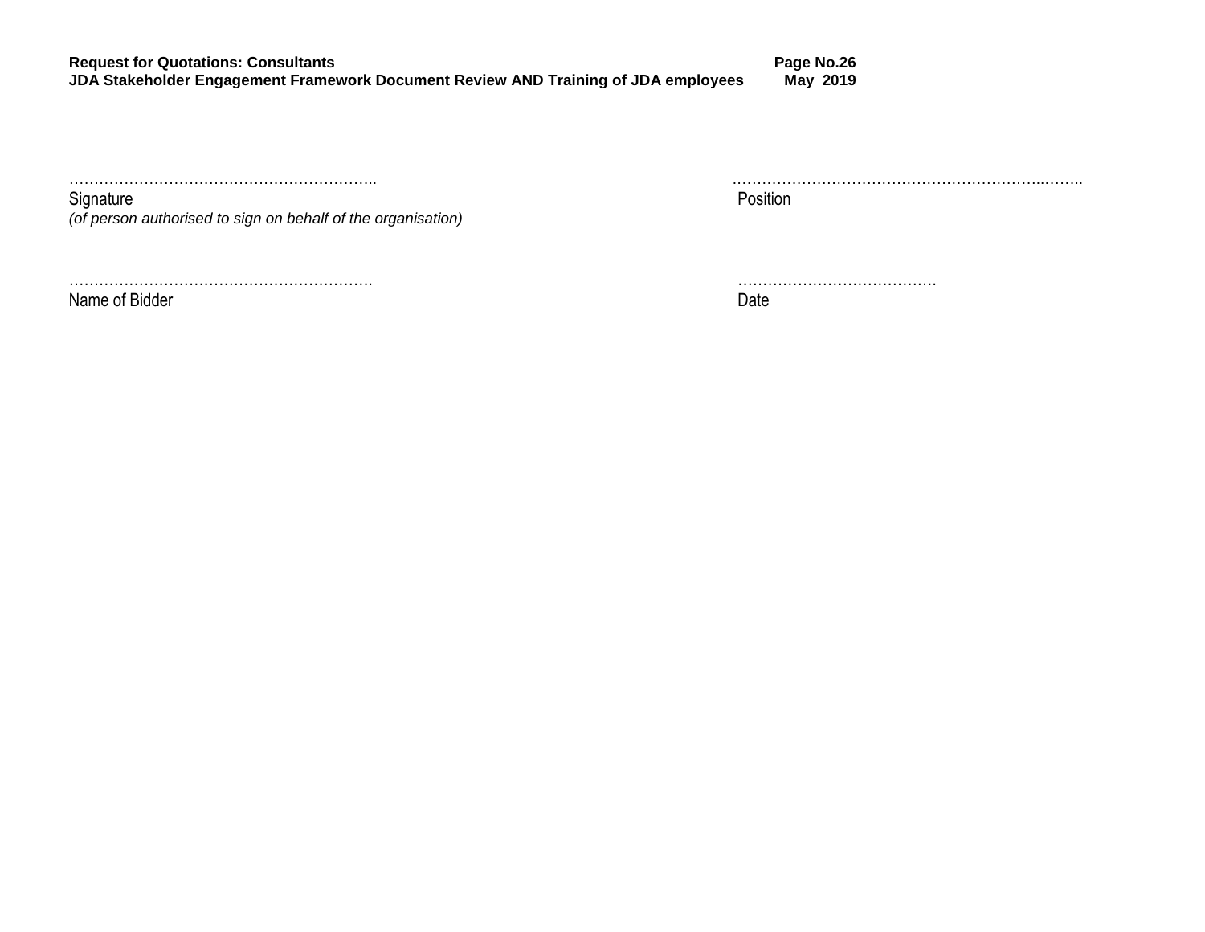……………………………………………………..  ……………………………………………………..……..

Signature  Position

*(of person authorised to sign on behalf of the organisation)*

…………………………………………………….  …………………………………

Name of Bidder  Date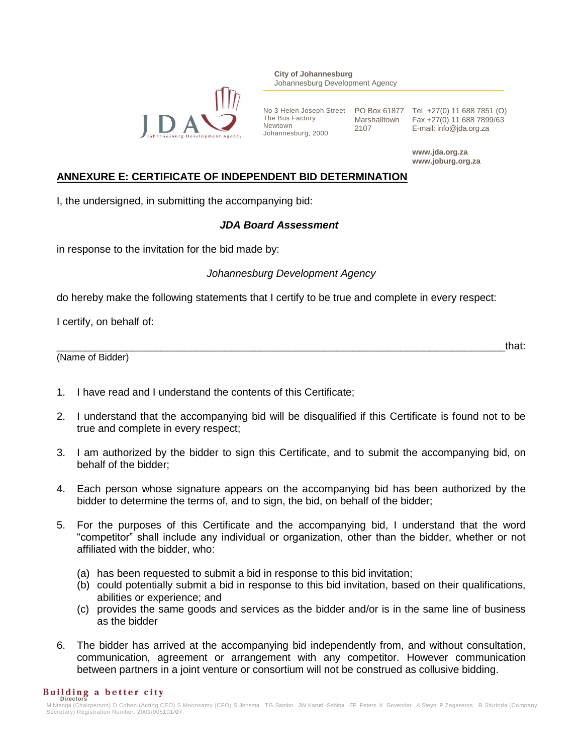## ANNEXURE E: CERTIFICATE OF INDEPENDENT BID DETERMINATION

I, the undersigned, in submitting the accompanying bid:

***JDA Board Assessment***

in response to the invitation for the bid made by:

*Johannesburg Development Agency*

do hereby make the following statements that I certify to be true and complete in every respect:

I certify, on behalf of:

___________________________________________________________________________that:
(Name of Bidder)

1. I have read and I understand the contents of this Certificate;
2. I understand that the accompanying bid will be disqualified if this Certificate is found not to be true and complete in every respect;
3. I am authorized by the bidder to sign this Certificate, and to submit the accompanying bid, on behalf of the bidder;
4. Each person whose signature appears on the accompanying bid has been authorized by the bidder to determine the terms of, and to sign, the bid, on behalf of the bidder;
5. For the purposes of this Certificate and the accompanying bid, I understand that the word "competitor" shall include any individual or organization, other than the bidder, whether or not affiliated with the bidder, who:
   (a) has been requested to submit a bid in response to this bid invitation;
   (b) could potentially submit a bid in response to this bid invitation, based on their qualifications, abilities or experience; and
   (c) provides the same goods and services as the bidder and/or is in the same line of business as the bidder
6. The bidder has arrived at the accompanying bid independently from, and without consultation, communication, agreement or arrangement with any competitor. However communication between partners in a joint venture or consortium will not be construed as collusive bidding.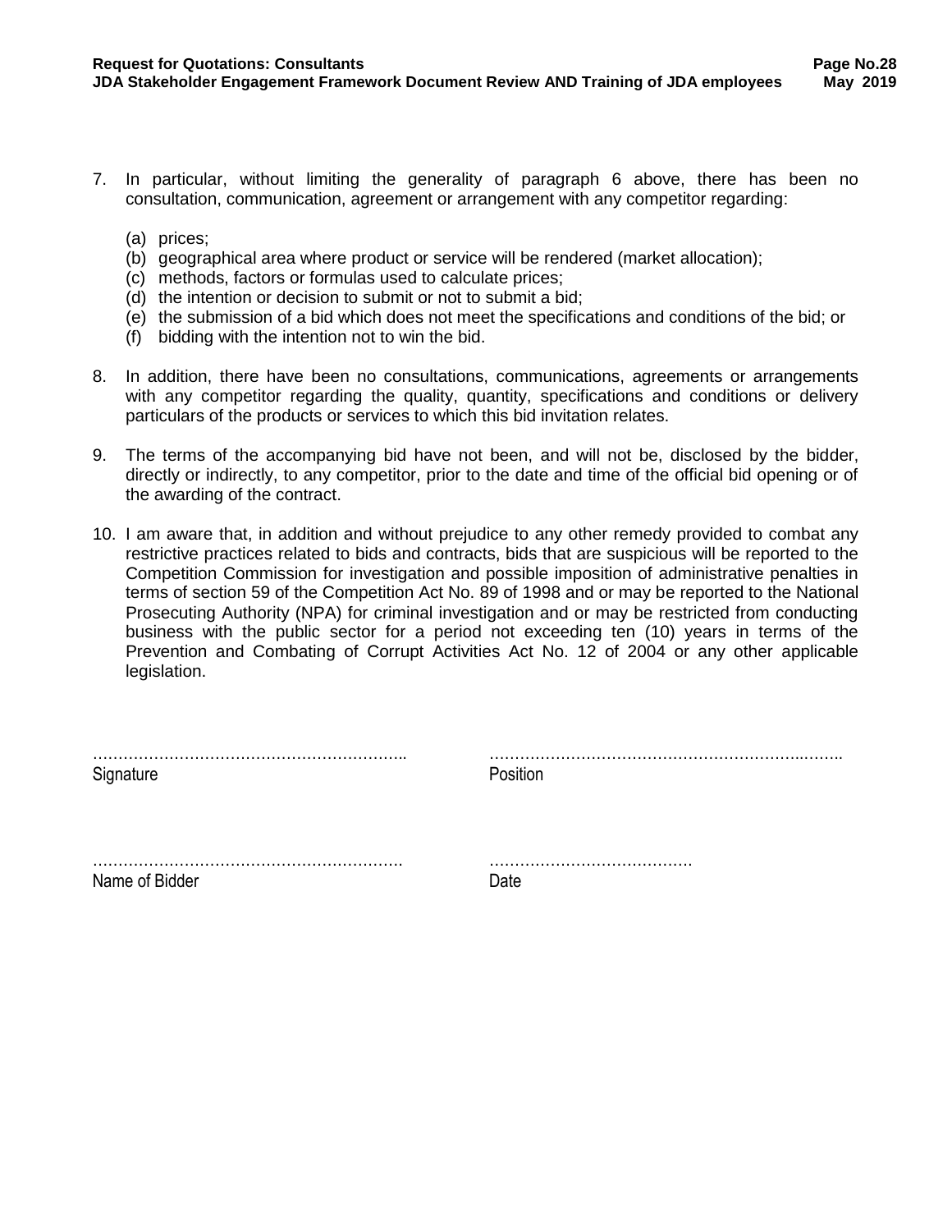7. In particular, without limiting the generality of paragraph 6 above, there has been no consultation, communication, agreement or arrangement with any competitor regarding:

   (a) prices;
   (b) geographical area where product or service will be rendered (market allocation);
   (c) methods, factors or formulas used to calculate prices;
   (d) the intention or decision to submit or not to submit a bid;
   (e) the submission of a bid which does not meet the specifications and conditions of the bid; or
   (f) bidding with the intention not to win the bid.

8. In addition, there have been no consultations, communications, agreements or arrangements with any competitor regarding the quality, quantity, specifications and conditions or delivery particulars of the products or services to which this bid invitation relates.

9. The terms of the accompanying bid have not been, and will not be, disclosed by the bidder, directly or indirectly, to any competitor, prior to the date and time of the official bid opening or of the awarding of the contract.

10. I am aware that, in addition and without prejudice to any other remedy provided to combat any restrictive practices related to bids and contracts, bids that are suspicious will be reported to the Competition Commission for investigation and possible imposition of administrative penalties in terms of section 59 of the Competition Act No. 89 of 1998 and or may be reported to the National Prosecuting Authority (NPA) for criminal investigation and or may be restricted from conducting business with the public sector for a period not exceeding ten (10) years in terms of the Prevention and Combating of Corrupt Activities Act No. 12 of 2004 or any other applicable legislation.

……………………………………………………..
Signature

…………………………………………………………..
Position

…………………………………………………….
Name of Bidder

………………………………….
Date